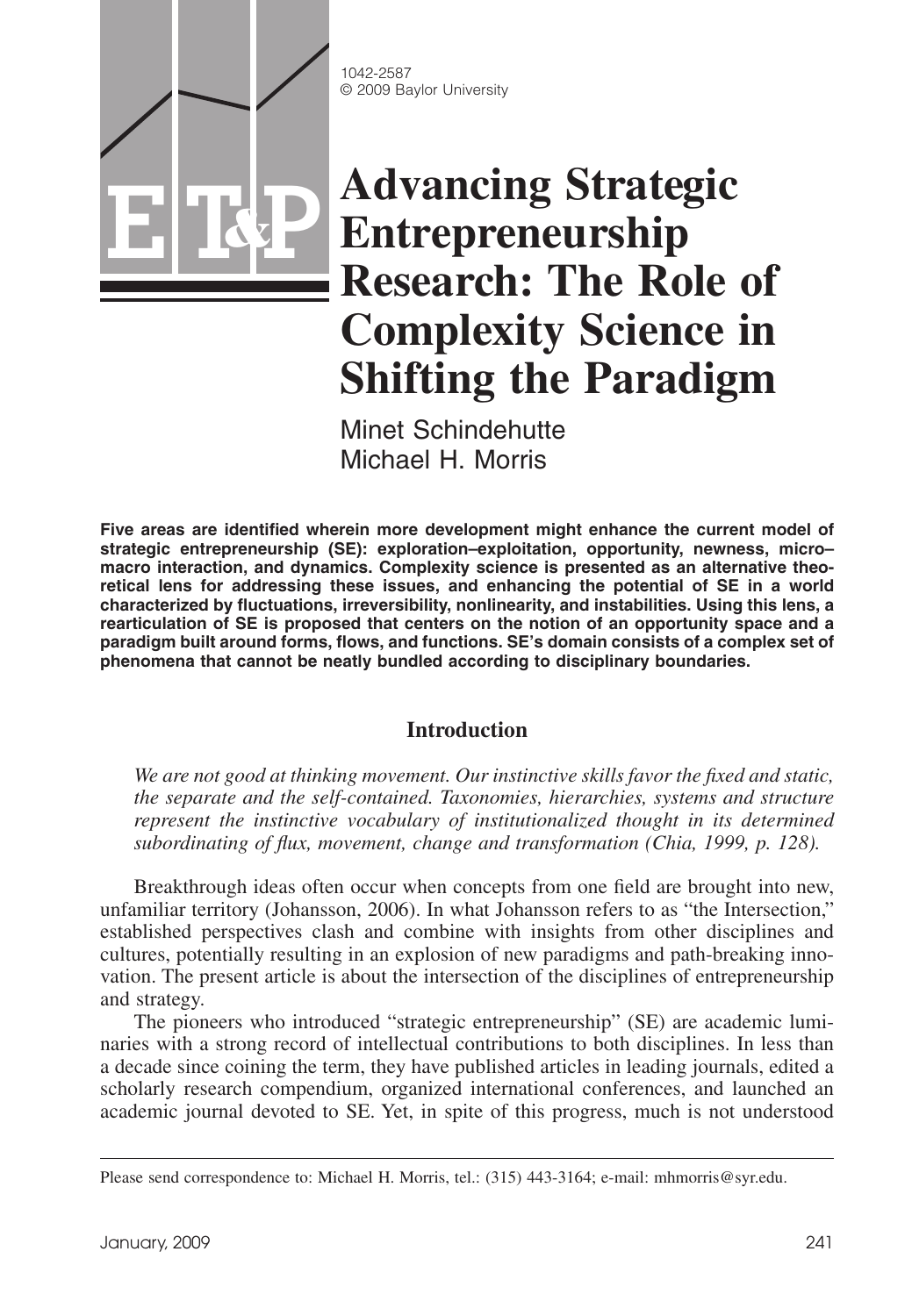1042-2587
© 2009 Baylor University

# Advancing Strategic Entrepreneurship Research: The Role of Complexity Science in Shifting the Paradigm

Minet Schindehutte
Michael H. Morris

**Five areas are identified wherein more development might enhance the current model of strategic entrepreneurship (SE): exploration–exploitation, opportunity, newness, micro–macro interaction, and dynamics. Complexity science is presented as an alternative theoretical lens for addressing these issues, and enhancing the potential of SE in a world characterized by fluctuations, irreversibility, nonlinearity, and instabilities. Using this lens, a rearticulation of SE is proposed that centers on the notion of an opportunity space and a paradigm built around forms, flows, and functions. SE's domain consists of a complex set of phenomena that cannot be neatly bundled according to disciplinary boundaries.**

## Introduction

*We are not good at thinking movement. Our instinctive skills favor the fixed and static, the separate and the self-contained. Taxonomies, hierarchies, systems and structure represent the instinctive vocabulary of institutionalized thought in its determined subordinating of flux, movement, change and transformation (Chia, 1999, p. 128).*

Breakthrough ideas often occur when concepts from one field are brought into new, unfamiliar territory (Johansson, 2006). In what Johansson refers to as "the Intersection," established perspectives clash and combine with insights from other disciplines and cultures, potentially resulting in an explosion of new paradigms and path-breaking innovation. The present article is about the intersection of the disciplines of entrepreneurship and strategy.

The pioneers who introduced "strategic entrepreneurship" (SE) are academic luminaries with a strong record of intellectual contributions to both disciplines. In less than a decade since coining the term, they have published articles in leading journals, edited a scholarly research compendium, organized international conferences, and launched an academic journal devoted to SE. Yet, in spite of this progress, much is not understood

Please send correspondence to: Michael H. Morris, tel.: (315) 443-3164; e-mail: mhmorris@syr.edu.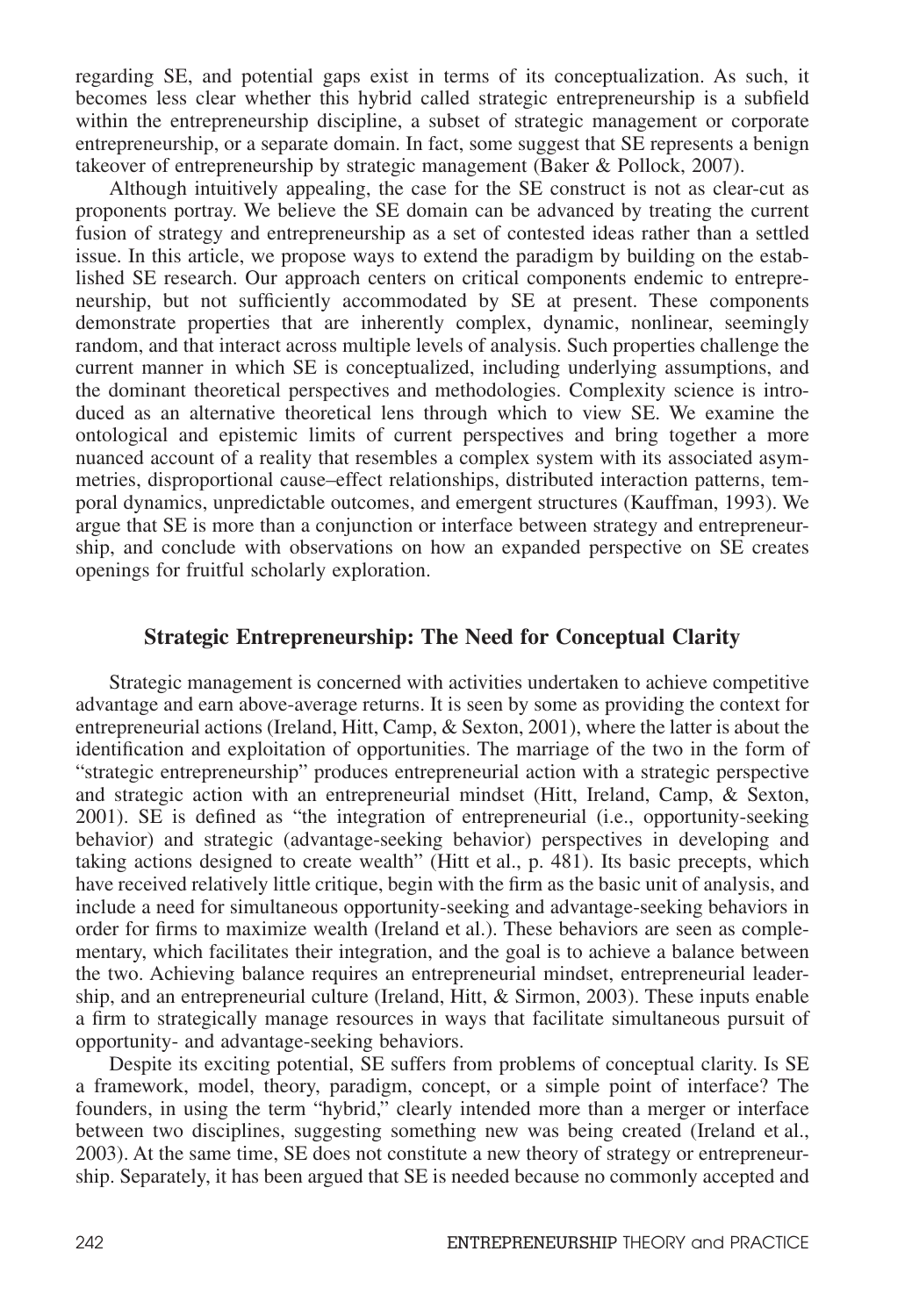regarding SE, and potential gaps exist in terms of its conceptualization. As such, it becomes less clear whether this hybrid called strategic entrepreneurship is a subfield within the entrepreneurship discipline, a subset of strategic management or corporate entrepreneurship, or a separate domain. In fact, some suggest that SE represents a benign takeover of entrepreneurship by strategic management (Baker & Pollock, 2007).

Although intuitively appealing, the case for the SE construct is not as clear-cut as proponents portray. We believe the SE domain can be advanced by treating the current fusion of strategy and entrepreneurship as a set of contested ideas rather than a settled issue. In this article, we propose ways to extend the paradigm by building on the established SE research. Our approach centers on critical components endemic to entrepreneurship, but not sufficiently accommodated by SE at present. These components demonstrate properties that are inherently complex, dynamic, nonlinear, seemingly random, and that interact across multiple levels of analysis. Such properties challenge the current manner in which SE is conceptualized, including underlying assumptions, and the dominant theoretical perspectives and methodologies. Complexity science is introduced as an alternative theoretical lens through which to view SE. We examine the ontological and epistemic limits of current perspectives and bring together a more nuanced account of a reality that resembles a complex system with its associated asymmetries, disproportional cause–effect relationships, distributed interaction patterns, temporal dynamics, unpredictable outcomes, and emergent structures (Kauffman, 1993). We argue that SE is more than a conjunction or interface between strategy and entrepreneurship, and conclude with observations on how an expanded perspective on SE creates openings for fruitful scholarly exploration.

## Strategic Entrepreneurship: The Need for Conceptual Clarity

Strategic management is concerned with activities undertaken to achieve competitive advantage and earn above-average returns. It is seen by some as providing the context for entrepreneurial actions (Ireland, Hitt, Camp, & Sexton, 2001), where the latter is about the identification and exploitation of opportunities. The marriage of the two in the form of "strategic entrepreneurship" produces entrepreneurial action with a strategic perspective and strategic action with an entrepreneurial mindset (Hitt, Ireland, Camp, & Sexton, 2001). SE is defined as "the integration of entrepreneurial (i.e., opportunity-seeking behavior) and strategic (advantage-seeking behavior) perspectives in developing and taking actions designed to create wealth" (Hitt et al., p. 481). Its basic precepts, which have received relatively little critique, begin with the firm as the basic unit of analysis, and include a need for simultaneous opportunity-seeking and advantage-seeking behaviors in order for firms to maximize wealth (Ireland et al.). These behaviors are seen as complementary, which facilitates their integration, and the goal is to achieve a balance between the two. Achieving balance requires an entrepreneurial mindset, entrepreneurial leadership, and an entrepreneurial culture (Ireland, Hitt, & Sirmon, 2003). These inputs enable a firm to strategically manage resources in ways that facilitate simultaneous pursuit of opportunity- and advantage-seeking behaviors.

Despite its exciting potential, SE suffers from problems of conceptual clarity. Is SE a framework, model, theory, paradigm, concept, or a simple point of interface? The founders, in using the term "hybrid," clearly intended more than a merger or interface between two disciplines, suggesting something new was being created (Ireland et al., 2003). At the same time, SE does not constitute a new theory of strategy or entrepreneurship. Separately, it has been argued that SE is needed because no commonly accepted and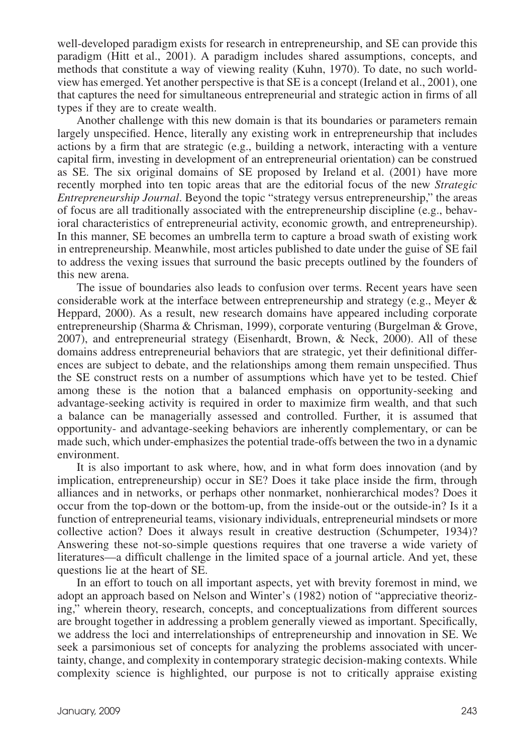well-developed paradigm exists for research in entrepreneurship, and SE can provide this paradigm (Hitt et al., 2001). A paradigm includes shared assumptions, concepts, and methods that constitute a way of viewing reality (Kuhn, 1970). To date, no such worldview has emerged. Yet another perspective is that SE is a concept (Ireland et al., 2001), one that captures the need for simultaneous entrepreneurial and strategic action in firms of all types if they are to create wealth.

Another challenge with this new domain is that its boundaries or parameters remain largely unspecified. Hence, literally any existing work in entrepreneurship that includes actions by a firm that are strategic (e.g., building a network, interacting with a venture capital firm, investing in development of an entrepreneurial orientation) can be construed as SE. The six original domains of SE proposed by Ireland et al. (2001) have more recently morphed into ten topic areas that are the editorial focus of the new *Strategic Entrepreneurship Journal*. Beyond the topic "strategy versus entrepreneurship," the areas of focus are all traditionally associated with the entrepreneurship discipline (e.g., behavioral characteristics of entrepreneurial activity, economic growth, and entrepreneurship). In this manner, SE becomes an umbrella term to capture a broad swath of existing work in entrepreneurship. Meanwhile, most articles published to date under the guise of SE fail to address the vexing issues that surround the basic precepts outlined by the founders of this new arena.

The issue of boundaries also leads to confusion over terms. Recent years have seen considerable work at the interface between entrepreneurship and strategy (e.g., Meyer & Heppard, 2000). As a result, new research domains have appeared including corporate entrepreneurship (Sharma & Chrisman, 1999), corporate venturing (Burgelman & Grove, 2007), and entrepreneurial strategy (Eisenhardt, Brown, & Neck, 2000). All of these domains address entrepreneurial behaviors that are strategic, yet their definitional differences are subject to debate, and the relationships among them remain unspecified. Thus the SE construct rests on a number of assumptions which have yet to be tested. Chief among these is the notion that a balanced emphasis on opportunity-seeking and advantage-seeking activity is required in order to maximize firm wealth, and that such a balance can be managerially assessed and controlled. Further, it is assumed that opportunity- and advantage-seeking behaviors are inherently complementary, or can be made such, which under-emphasizes the potential trade-offs between the two in a dynamic environment.

It is also important to ask where, how, and in what form does innovation (and by implication, entrepreneurship) occur in SE? Does it take place inside the firm, through alliances and in networks, or perhaps other nonmarket, nonhierarchical modes? Does it occur from the top-down or the bottom-up, from the inside-out or the outside-in? Is it a function of entrepreneurial teams, visionary individuals, entrepreneurial mindsets or more collective action? Does it always result in creative destruction (Schumpeter, 1934)? Answering these not-so-simple questions requires that one traverse a wide variety of literatures—a difficult challenge in the limited space of a journal article. And yet, these questions lie at the heart of SE.

In an effort to touch on all important aspects, yet with brevity foremost in mind, we adopt an approach based on Nelson and Winter's (1982) notion of "appreciative theorizing," wherein theory, research, concepts, and conceptualizations from different sources are brought together in addressing a problem generally viewed as important. Specifically, we address the loci and interrelationships of entrepreneurship and innovation in SE. We seek a parsimonious set of concepts for analyzing the problems associated with uncertainty, change, and complexity in contemporary strategic decision-making contexts. While complexity science is highlighted, our purpose is not to critically appraise existing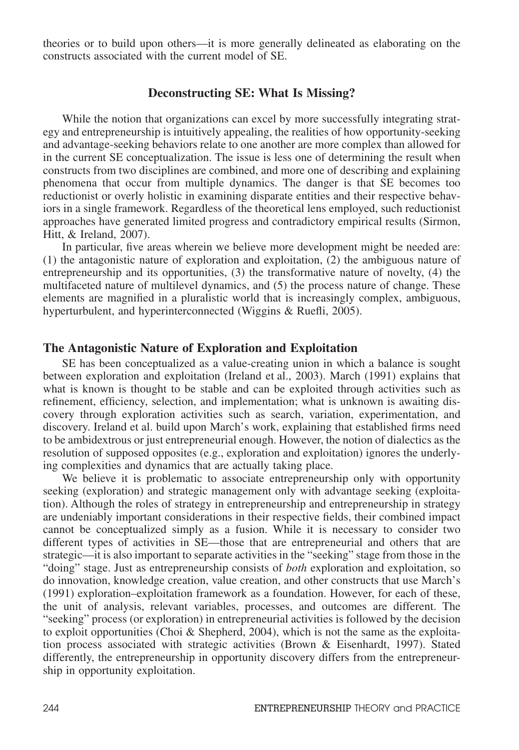theories or to build upon others—it is more generally delineated as elaborating on the constructs associated with the current model of SE.

## Deconstructing SE: What Is Missing?

While the notion that organizations can excel by more successfully integrating strategy and entrepreneurship is intuitively appealing, the realities of how opportunity-seeking and advantage-seeking behaviors relate to one another are more complex than allowed for in the current SE conceptualization. The issue is less one of determining the result when constructs from two disciplines are combined, and more one of describing and explaining phenomena that occur from multiple dynamics. The danger is that SE becomes too reductionist or overly holistic in examining disparate entities and their respective behaviors in a single framework. Regardless of the theoretical lens employed, such reductionist approaches have generated limited progress and contradictory empirical results (Sirmon, Hitt, & Ireland, 2007).

In particular, five areas wherein we believe more development might be needed are: (1) the antagonistic nature of exploration and exploitation, (2) the ambiguous nature of entrepreneurship and its opportunities, (3) the transformative nature of novelty, (4) the multifaceted nature of multilevel dynamics, and (5) the process nature of change. These elements are magnified in a pluralistic world that is increasingly complex, ambiguous, hyperturbulent, and hyperinterconnected (Wiggins & Ruefli, 2005).

### The Antagonistic Nature of Exploration and Exploitation

SE has been conceptualized as a value-creating union in which a balance is sought between exploration and exploitation (Ireland et al., 2003). March (1991) explains that what is known is thought to be stable and can be exploited through activities such as refinement, efficiency, selection, and implementation; what is unknown is awaiting discovery through exploration activities such as search, variation, experimentation, and discovery. Ireland et al. build upon March's work, explaining that established firms need to be ambidextrous or just entrepreneurial enough. However, the notion of dialectics as the resolution of supposed opposites (e.g., exploration and exploitation) ignores the underlying complexities and dynamics that are actually taking place.

We believe it is problematic to associate entrepreneurship only with opportunity seeking (exploration) and strategic management only with advantage seeking (exploitation). Although the roles of strategy in entrepreneurship and entrepreneurship in strategy are undeniably important considerations in their respective fields, their combined impact cannot be conceptualized simply as a fusion. While it is necessary to consider two different types of activities in SE—those that are entrepreneurial and others that are strategic—it is also important to separate activities in the "seeking" stage from those in the "doing" stage. Just as entrepreneurship consists of *both* exploration and exploitation, so do innovation, knowledge creation, value creation, and other constructs that use March's (1991) exploration–exploitation framework as a foundation. However, for each of these, the unit of analysis, relevant variables, processes, and outcomes are different. The "seeking" process (or exploration) in entrepreneurial activities is followed by the decision to exploit opportunities (Choi & Shepherd, 2004), which is not the same as the exploitation process associated with strategic activities (Brown & Eisenhardt, 1997). Stated differently, the entrepreneurship in opportunity discovery differs from the entrepreneurship in opportunity exploitation.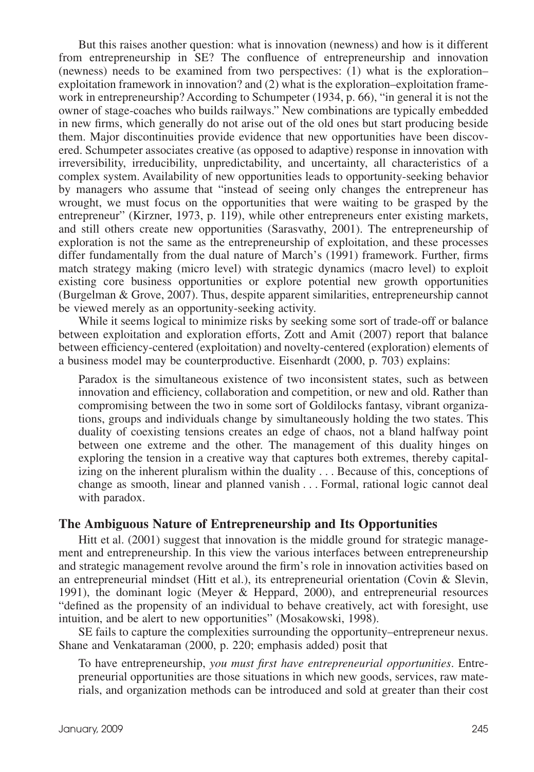But this raises another question: what is innovation (newness) and how is it different from entrepreneurship in SE? The confluence of entrepreneurship and innovation (newness) needs to be examined from two perspectives: (1) what is the exploration–exploitation framework in innovation? and (2) what is the exploration–exploitation framework in entrepreneurship? According to Schumpeter (1934, p. 66), "in general it is not the owner of stage-coaches who builds railways." New combinations are typically embedded in new firms, which generally do not arise out of the old ones but start producing beside them. Major discontinuities provide evidence that new opportunities have been discovered. Schumpeter associates creative (as opposed to adaptive) response in innovation with irreversibility, irreducibility, unpredictability, and uncertainty, all characteristics of a complex system. Availability of new opportunities leads to opportunity-seeking behavior by managers who assume that "instead of seeing only changes the entrepreneur has wrought, we must focus on the opportunities that were waiting to be grasped by the entrepreneur" (Kirzner, 1973, p. 119), while other entrepreneurs enter existing markets, and still others create new opportunities (Sarasvathy, 2001). The entrepreneurship of exploration is not the same as the entrepreneurship of exploitation, and these processes differ fundamentally from the dual nature of March's (1991) framework. Further, firms match strategy making (micro level) with strategic dynamics (macro level) to exploit existing core business opportunities or explore potential new growth opportunities (Burgelman & Grove, 2007). Thus, despite apparent similarities, entrepreneurship cannot be viewed merely as an opportunity-seeking activity.

While it seems logical to minimize risks by seeking some sort of trade-off or balance between exploitation and exploration efforts, Zott and Amit (2007) report that balance between efficiency-centered (exploitation) and novelty-centered (exploration) elements of a business model may be counterproductive. Eisenhardt (2000, p. 703) explains:

> Paradox is the simultaneous existence of two inconsistent states, such as between innovation and efficiency, collaboration and competition, or new and old. Rather than compromising between the two in some sort of Goldilocks fantasy, vibrant organizations, groups and individuals change by simultaneously holding the two states. This duality of coexisting tensions creates an edge of chaos, not a bland halfway point between one extreme and the other. The management of this duality hinges on exploring the tension in a creative way that captures both extremes, thereby capitalizing on the inherent pluralism within the duality . . . Because of this, conceptions of change as smooth, linear and planned vanish . . . Formal, rational logic cannot deal with paradox.

## The Ambiguous Nature of Entrepreneurship and Its Opportunities

Hitt et al. (2001) suggest that innovation is the middle ground for strategic management and entrepreneurship. In this view the various interfaces between entrepreneurship and strategic management revolve around the firm's role in innovation activities based on an entrepreneurial mindset (Hitt et al.), its entrepreneurial orientation (Covin & Slevin, 1991), the dominant logic (Meyer & Heppard, 2000), and entrepreneurial resources "defined as the propensity of an individual to behave creatively, act with foresight, use intuition, and be alert to new opportunities" (Mosakowski, 1998).

SE fails to capture the complexities surrounding the opportunity–entrepreneur nexus. Shane and Venkataraman (2000, p. 220; emphasis added) posit that

> To have entrepreneurship, *you must first have entrepreneurial opportunities*. Entrepreneurial opportunities are those situations in which new goods, services, raw materials, and organization methods can be introduced and sold at greater than their cost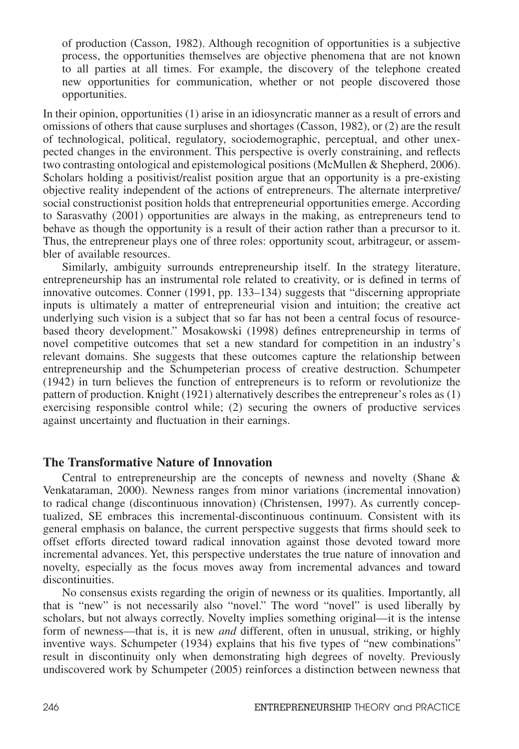of production (Casson, 1982). Although recognition of opportunities is a subjective process, the opportunities themselves are objective phenomena that are not known to all parties at all times. For example, the discovery of the telephone created new opportunities for communication, whether or not people discovered those opportunities.

In their opinion, opportunities (1) arise in an idiosyncratic manner as a result of errors and omissions of others that cause surpluses and shortages (Casson, 1982), or (2) are the result of technological, political, regulatory, sociodemographic, perceptual, and other unexpected changes in the environment. This perspective is overly constraining, and reflects two contrasting ontological and epistemological positions (McMullen & Shepherd, 2006). Scholars holding a positivist/realist position argue that an opportunity is a pre-existing objective reality independent of the actions of entrepreneurs. The alternate interpretive/social constructionist position holds that entrepreneurial opportunities emerge. According to Sarasvathy (2001) opportunities are always in the making, as entrepreneurs tend to behave as though the opportunity is a result of their action rather than a precursor to it. Thus, the entrepreneur plays one of three roles: opportunity scout, arbitrageur, or assembler of available resources.

Similarly, ambiguity surrounds entrepreneurship itself. In the strategy literature, entrepreneurship has an instrumental role related to creativity, or is defined in terms of innovative outcomes. Conner (1991, pp. 133–134) suggests that "discerning appropriate inputs is ultimately a matter of entrepreneurial vision and intuition; the creative act underlying such vision is a subject that so far has not been a central focus of resource-based theory development." Mosakowski (1998) defines entrepreneurship in terms of novel competitive outcomes that set a new standard for competition in an industry's relevant domains. She suggests that these outcomes capture the relationship between entrepreneurship and the Schumpeterian process of creative destruction. Schumpeter (1942) in turn believes the function of entrepreneurs is to reform or revolutionize the pattern of production. Knight (1921) alternatively describes the entrepreneur's roles as (1) exercising responsible control while; (2) securing the owners of productive services against uncertainty and fluctuation in their earnings.

## The Transformative Nature of Innovation

Central to entrepreneurship are the concepts of newness and novelty (Shane & Venkataraman, 2000). Newness ranges from minor variations (incremental innovation) to radical change (discontinuous innovation) (Christensen, 1997). As currently conceptualized, SE embraces this incremental-discontinuous continuum. Consistent with its general emphasis on balance, the current perspective suggests that firms should seek to offset efforts directed toward radical innovation against those devoted toward more incremental advances. Yet, this perspective understates the true nature of innovation and novelty, especially as the focus moves away from incremental advances and toward discontinuities.

No consensus exists regarding the origin of newness or its qualities. Importantly, all that is "new" is not necessarily also "novel." The word "novel" is used liberally by scholars, but not always correctly. Novelty implies something original—it is the intense form of newness—that is, it is new *and* different, often in unusual, striking, or highly inventive ways. Schumpeter (1934) explains that his five types of "new combinations" result in discontinuity only when demonstrating high degrees of novelty. Previously undiscovered work by Schumpeter (2005) reinforces a distinction between newness that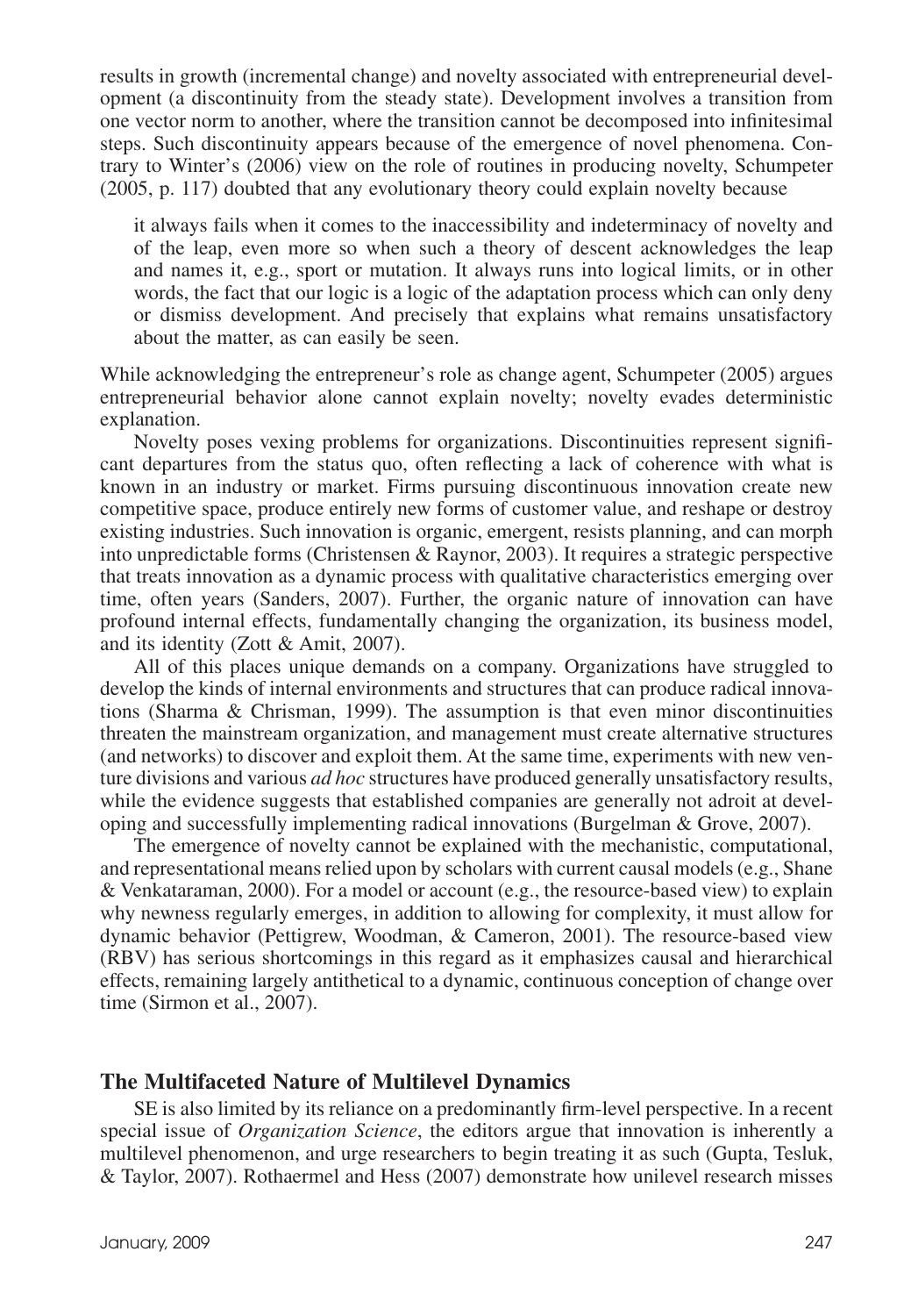results in growth (incremental change) and novelty associated with entrepreneurial development (a discontinuity from the steady state). Development involves a transition from one vector norm to another, where the transition cannot be decomposed into infinitesimal steps. Such discontinuity appears because of the emergence of novel phenomena. Contrary to Winter's (2006) view on the role of routines in producing novelty, Schumpeter (2005, p. 117) doubted that any evolutionary theory could explain novelty because

> it always fails when it comes to the inaccessibility and indeterminacy of novelty and of the leap, even more so when such a theory of descent acknowledges the leap and names it, e.g., sport or mutation. It always runs into logical limits, or in other words, the fact that our logic is a logic of the adaptation process which can only deny or dismiss development. And precisely that explains what remains unsatisfactory about the matter, as can easily be seen.

While acknowledging the entrepreneur's role as change agent, Schumpeter (2005) argues entrepreneurial behavior alone cannot explain novelty; novelty evades deterministic explanation.

Novelty poses vexing problems for organizations. Discontinuities represent significant departures from the status quo, often reflecting a lack of coherence with what is known in an industry or market. Firms pursuing discontinuous innovation create new competitive space, produce entirely new forms of customer value, and reshape or destroy existing industries. Such innovation is organic, emergent, resists planning, and can morph into unpredictable forms (Christensen & Raynor, 2003). It requires a strategic perspective that treats innovation as a dynamic process with qualitative characteristics emerging over time, often years (Sanders, 2007). Further, the organic nature of innovation can have profound internal effects, fundamentally changing the organization, its business model, and its identity (Zott & Amit, 2007).

All of this places unique demands on a company. Organizations have struggled to develop the kinds of internal environments and structures that can produce radical innovations (Sharma & Chrisman, 1999). The assumption is that even minor discontinuities threaten the mainstream organization, and management must create alternative structures (and networks) to discover and exploit them. At the same time, experiments with new venture divisions and various *ad hoc* structures have produced generally unsatisfactory results, while the evidence suggests that established companies are generally not adroit at developing and successfully implementing radical innovations (Burgelman & Grove, 2007).

The emergence of novelty cannot be explained with the mechanistic, computational, and representational means relied upon by scholars with current causal models (e.g., Shane & Venkataraman, 2000). For a model or account (e.g., the resource-based view) to explain why newness regularly emerges, in addition to allowing for complexity, it must allow for dynamic behavior (Pettigrew, Woodman, & Cameron, 2001). The resource-based view (RBV) has serious shortcomings in this regard as it emphasizes causal and hierarchical effects, remaining largely antithetical to a dynamic, continuous conception of change over time (Sirmon et al., 2007).

## The Multifaceted Nature of Multilevel Dynamics

SE is also limited by its reliance on a predominantly firm-level perspective. In a recent special issue of *Organization Science*, the editors argue that innovation is inherently a multilevel phenomenon, and urge researchers to begin treating it as such (Gupta, Tesluk, & Taylor, 2007). Rothaermel and Hess (2007) demonstrate how unilevel research misses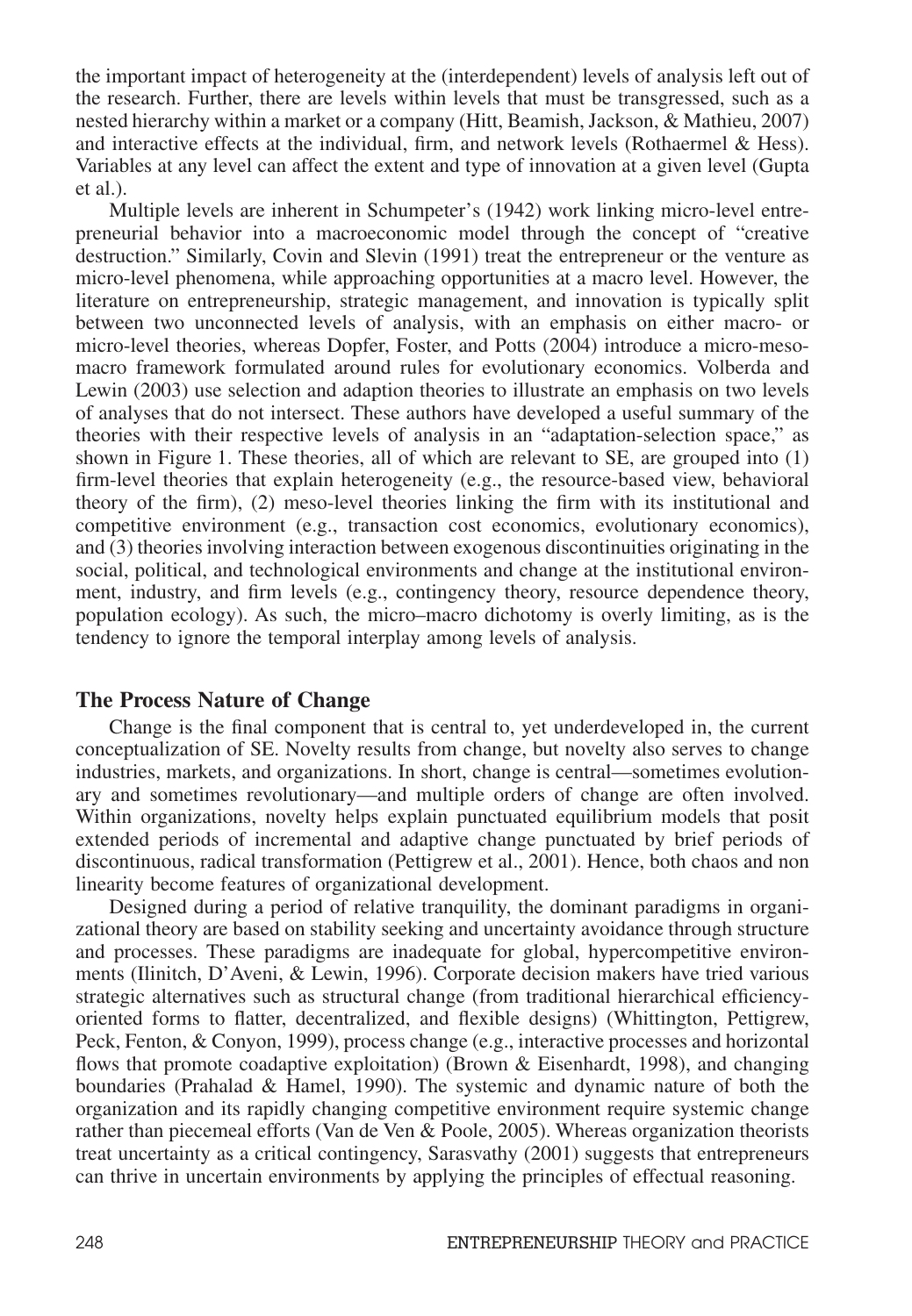the important impact of heterogeneity at the (interdependent) levels of analysis left out of the research. Further, there are levels within levels that must be transgressed, such as a nested hierarchy within a market or a company (Hitt, Beamish, Jackson, & Mathieu, 2007) and interactive effects at the individual, firm, and network levels (Rothaermel & Hess). Variables at any level can affect the extent and type of innovation at a given level (Gupta et al.).

Multiple levels are inherent in Schumpeter's (1942) work linking micro-level entrepreneurial behavior into a macroeconomic model through the concept of "creative destruction." Similarly, Covin and Slevin (1991) treat the entrepreneur or the venture as micro-level phenomena, while approaching opportunities at a macro level. However, the literature on entrepreneurship, strategic management, and innovation is typically split between two unconnected levels of analysis, with an emphasis on either macro- or micro-level theories, whereas Dopfer, Foster, and Potts (2004) introduce a micro-meso-macro framework formulated around rules for evolutionary economics. Volberda and Lewin (2003) use selection and adaption theories to illustrate an emphasis on two levels of analyses that do not intersect. These authors have developed a useful summary of the theories with their respective levels of analysis in an "adaptation-selection space," as shown in Figure 1. These theories, all of which are relevant to SE, are grouped into (1) firm-level theories that explain heterogeneity (e.g., the resource-based view, behavioral theory of the firm), (2) meso-level theories linking the firm with its institutional and competitive environment (e.g., transaction cost economics, evolutionary economics), and (3) theories involving interaction between exogenous discontinuities originating in the social, political, and technological environments and change at the institutional environment, industry, and firm levels (e.g., contingency theory, resource dependence theory, population ecology). As such, the micro–macro dichotomy is overly limiting, as is the tendency to ignore the temporal interplay among levels of analysis.

## The Process Nature of Change

Change is the final component that is central to, yet underdeveloped in, the current conceptualization of SE. Novelty results from change, but novelty also serves to change industries, markets, and organizations. In short, change is central—sometimes evolutionary and sometimes revolutionary—and multiple orders of change are often involved. Within organizations, novelty helps explain punctuated equilibrium models that posit extended periods of incremental and adaptive change punctuated by brief periods of discontinuous, radical transformation (Pettigrew et al., 2001). Hence, both chaos and non linearity become features of organizational development.

Designed during a period of relative tranquility, the dominant paradigms in organizational theory are based on stability seeking and uncertainty avoidance through structure and processes. These paradigms are inadequate for global, hypercompetitive environments (Ilinitch, D'Aveni, & Lewin, 1996). Corporate decision makers have tried various strategic alternatives such as structural change (from traditional hierarchical efficiency-oriented forms to flatter, decentralized, and flexible designs) (Whittington, Pettigrew, Peck, Fenton, & Conyon, 1999), process change (e.g., interactive processes and horizontal flows that promote coadaptive exploitation) (Brown & Eisenhardt, 1998), and changing boundaries (Prahalad & Hamel, 1990). The systemic and dynamic nature of both the organization and its rapidly changing competitive environment require systemic change rather than piecemeal efforts (Van de Ven & Poole, 2005). Whereas organization theorists treat uncertainty as a critical contingency, Sarasvathy (2001) suggests that entrepreneurs can thrive in uncertain environments by applying the principles of effectual reasoning.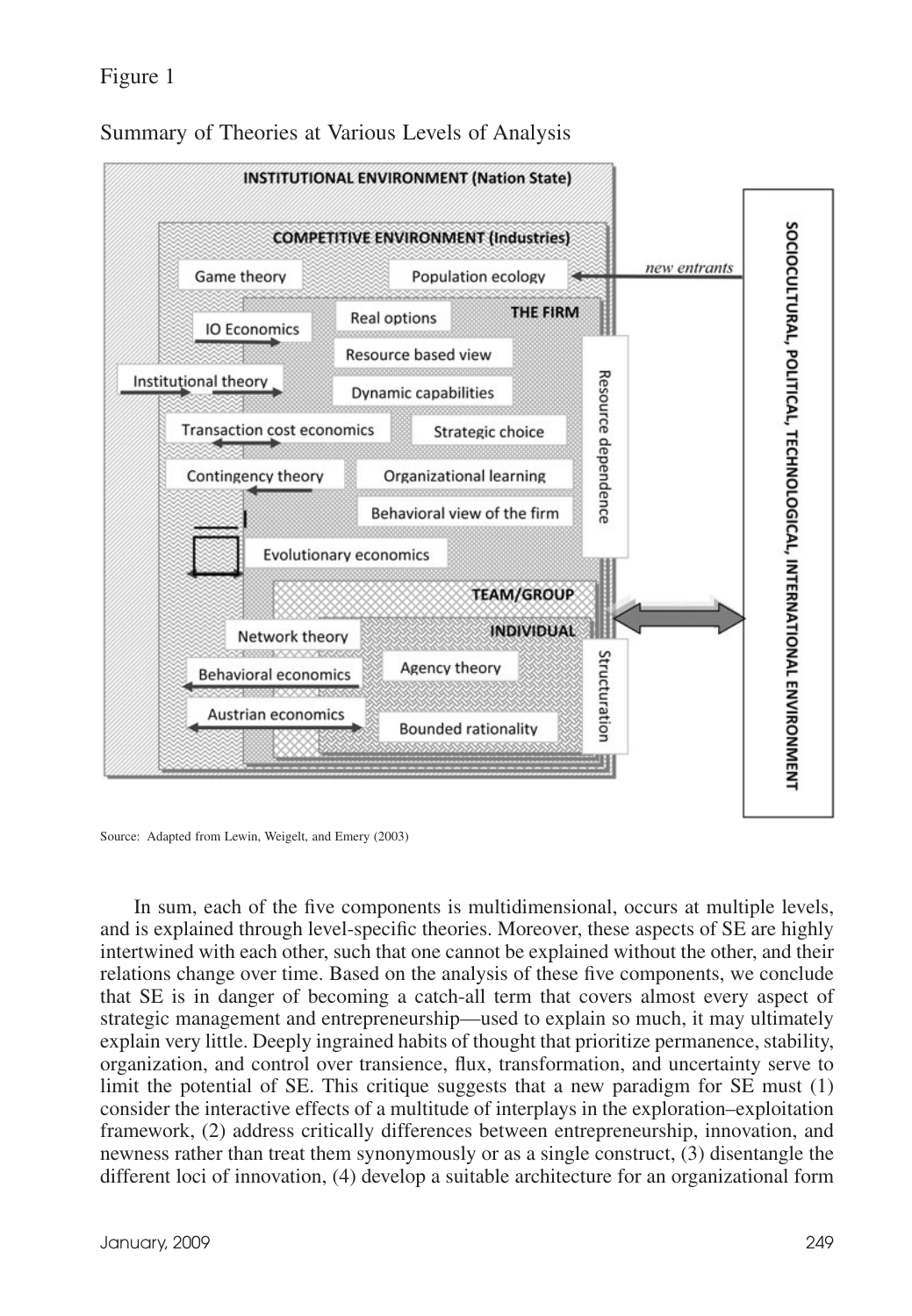Figure 1

Summary of Theories at Various Levels of Analysis

Source: Adapted from Lewin, Weigelt, and Emery (2003)

In sum, each of the five components is multidimensional, occurs at multiple levels, and is explained through level-specific theories. Moreover, these aspects of SE are highly intertwined with each other, such that one cannot be explained without the other, and their relations change over time. Based on the analysis of these five components, we conclude that SE is in danger of becoming a catch-all term that covers almost every aspect of strategic management and entrepreneurship—used to explain so much, it may ultimately explain very little. Deeply ingrained habits of thought that prioritize permanence, stability, organization, and control over transience, flux, transformation, and uncertainty serve to limit the potential of SE. This critique suggests that a new paradigm for SE must (1) consider the interactive effects of a multitude of interplays in the exploration–exploitation framework, (2) address critically differences between entrepreneurship, innovation, and newness rather than treat them synonymously or as a single construct, (3) disentangle the different loci of innovation, (4) develop a suitable architecture for an organizational form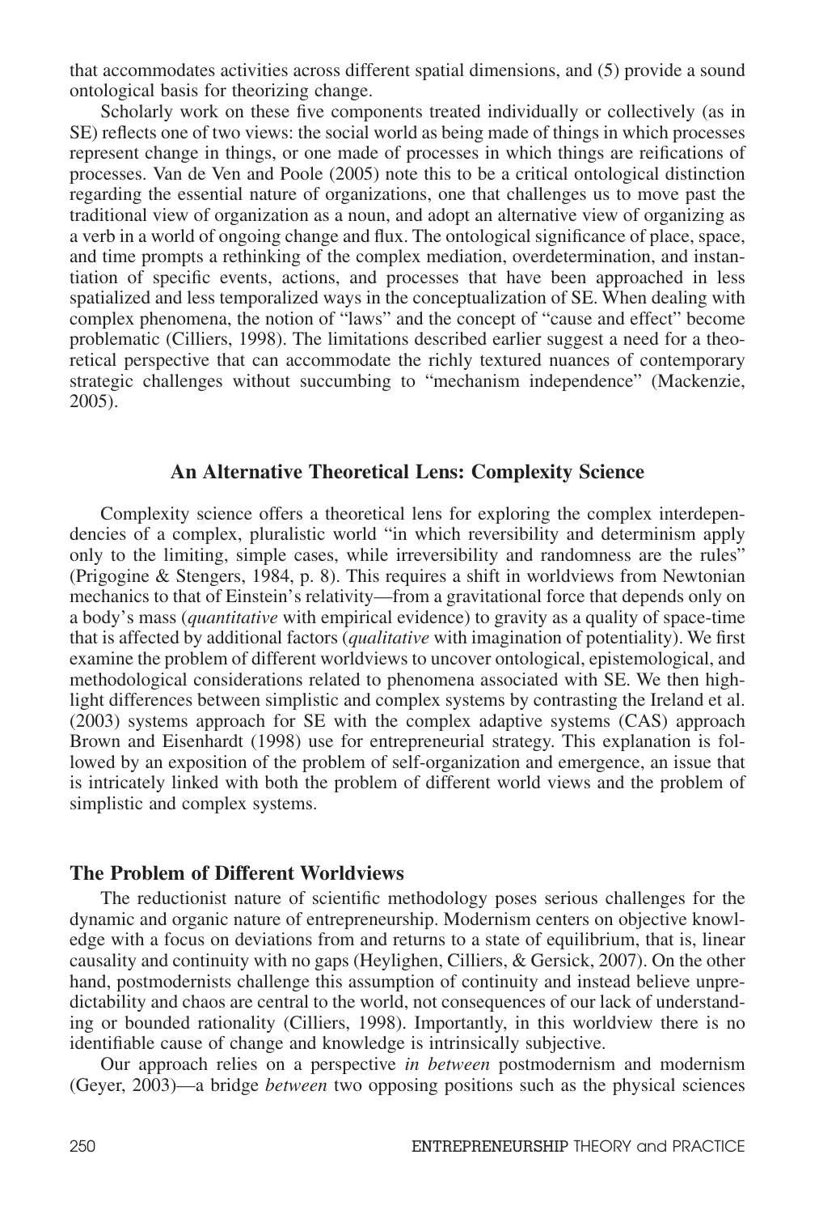that accommodates activities across different spatial dimensions, and (5) provide a sound ontological basis for theorizing change.

Scholarly work on these five components treated individually or collectively (as in SE) reflects one of two views: the social world as being made of things in which processes represent change in things, or one made of processes in which things are reifications of processes. Van de Ven and Poole (2005) note this to be a critical ontological distinction regarding the essential nature of organizations, one that challenges us to move past the traditional view of organization as a noun, and adopt an alternative view of organizing as a verb in a world of ongoing change and flux. The ontological significance of place, space, and time prompts a rethinking of the complex mediation, overdetermination, and instantiation of specific events, actions, and processes that have been approached in less spatialized and less temporalized ways in the conceptualization of SE. When dealing with complex phenomena, the notion of "laws" and the concept of "cause and effect" become problematic (Cilliers, 1998). The limitations described earlier suggest a need for a theoretical perspective that can accommodate the richly textured nuances of contemporary strategic challenges without succumbing to "mechanism independence" (Mackenzie, 2005).

## An Alternative Theoretical Lens: Complexity Science

Complexity science offers a theoretical lens for exploring the complex interdependencies of a complex, pluralistic world "in which reversibility and determinism apply only to the limiting, simple cases, while irreversibility and randomness are the rules" (Prigogine & Stengers, 1984, p. 8). This requires a shift in worldviews from Newtonian mechanics to that of Einstein's relativity—from a gravitational force that depends only on a body's mass (*quantitative* with empirical evidence) to gravity as a quality of space-time that is affected by additional factors (*qualitative* with imagination of potentiality). We first examine the problem of different worldviews to uncover ontological, epistemological, and methodological considerations related to phenomena associated with SE. We then highlight differences between simplistic and complex systems by contrasting the Ireland et al. (2003) systems approach for SE with the complex adaptive systems (CAS) approach Brown and Eisenhardt (1998) use for entrepreneurial strategy. This explanation is followed by an exposition of the problem of self-organization and emergence, an issue that is intricately linked with both the problem of different world views and the problem of simplistic and complex systems.

### The Problem of Different Worldviews

The reductionist nature of scientific methodology poses serious challenges for the dynamic and organic nature of entrepreneurship. Modernism centers on objective knowledge with a focus on deviations from and returns to a state of equilibrium, that is, linear causality and continuity with no gaps (Heylighen, Cilliers, & Gersick, 2007). On the other hand, postmodernists challenge this assumption of continuity and instead believe unpredictability and chaos are central to the world, not consequences of our lack of understanding or bounded rationality (Cilliers, 1998). Importantly, in this worldview there is no identifiable cause of change and knowledge is intrinsically subjective.

Our approach relies on a perspective *in between* postmodernism and modernism (Geyer, 2003)—a bridge *between* two opposing positions such as the physical sciences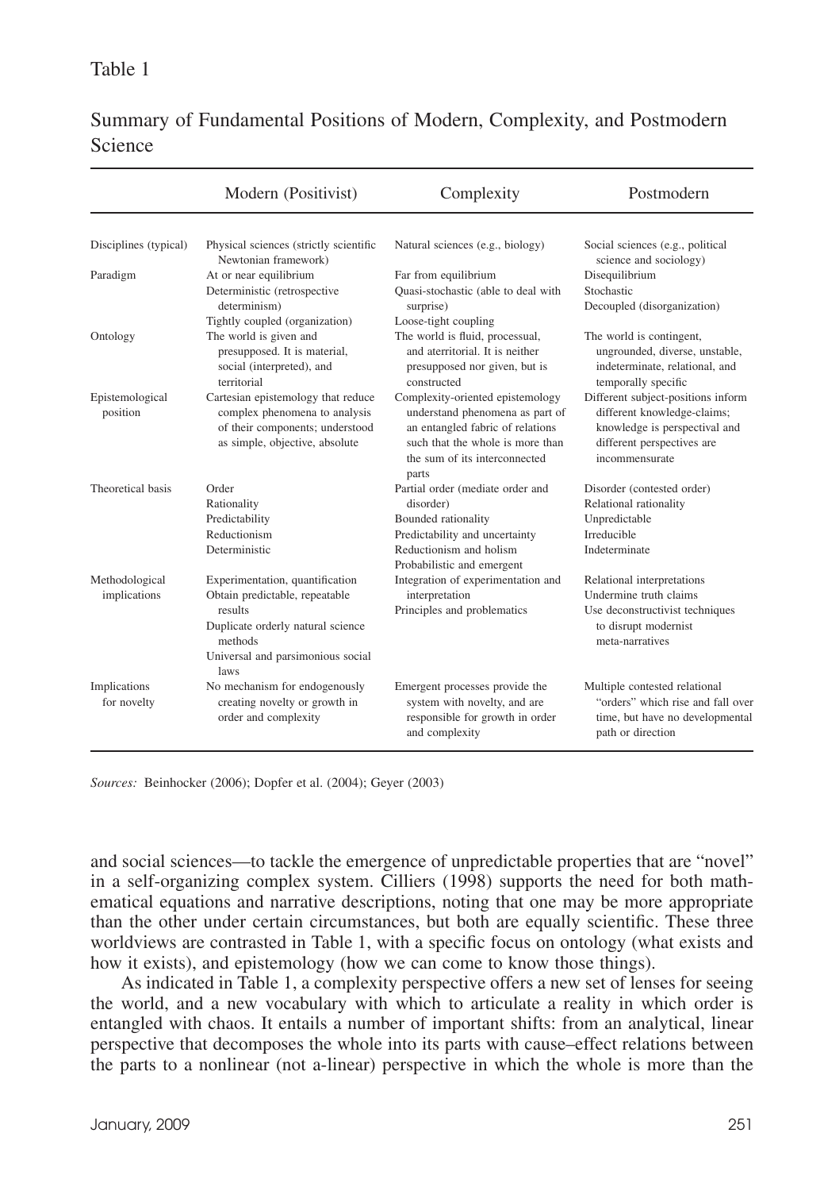Table 1

Summary of Fundamental Positions of Modern, Complexity, and Postmodern Science

| | Modern (Positivist) | Complexity | Postmodern |
|---|---|---|---|
| Disciplines (typical) | Physical sciences (strictly scientific Newtonian framework) | Natural sciences (e.g., biology) | Social sciences (e.g., political science and sociology) |
| Paradigm | At or near equilibrium<br>Deterministic (retrospective determinism)<br>Tightly coupled (organization) | Far from equilibrium<br>Quasi-stochastic (able to deal with surprise)<br>Loose-tight coupling | Disequilibrium<br>Stochastic<br>Decoupled (disorganization) |
| Ontology | The world is given and presupposed. It is material, social (interpreted), and territorial | The world is fluid, processual, and aterritorial. It is neither presupposed nor given, but is constructed | The world is contingent, ungrounded, diverse, unstable, indeterminate, relational, and temporally specific |
| Epistemological position | Cartesian epistemology that reduce complex phenomena to analysis of their components; understood as simple, objective, absolute | Complexity-oriented epistemology understand phenomena as part of an entangled fabric of relations such that the whole is more than the sum of its interconnected parts | Different subject-positions inform different knowledge-claims; knowledge is perspectival and different perspectives are incommensurate |
| Theoretical basis | Order<br>Rationality<br>Predictability<br>Reductionism<br>Deterministic | Partial order (mediate order and disorder)<br>Bounded rationality<br>Predictability and uncertainty<br>Reductionism and holism<br>Probabilistic and emergent | Disorder (contested order)<br>Relational rationality<br>Unpredictable<br>Irreducible<br>Indeterminate |
| Methodological implications | Experimentation, quantification<br>Obtain predictable, repeatable results<br>Duplicate orderly natural science methods<br>Universal and parsimonious social laws | Integration of experimentation and interpretation<br>Principles and problematics | Relational interpretations<br>Undermine truth claims<br>Use deconstructivist techniques to disrupt modernist meta-narratives |
| Implications for novelty | No mechanism for endogenously creating novelty or growth in order and complexity | Emergent processes provide the system with novelty, and are responsible for growth in order and complexity | Multiple contested relational "orders" which rise and fall over time, but have no developmental path or direction |

*Sources:* Beinhocker (2006); Dopfer et al. (2004); Geyer (2003)

and social sciences—to tackle the emergence of unpredictable properties that are "novel" in a self-organizing complex system. Cilliers (1998) supports the need for both mathematical equations and narrative descriptions, noting that one may be more appropriate than the other under certain circumstances, but both are equally scientific. These three worldviews are contrasted in Table 1, with a specific focus on ontology (what exists and how it exists), and epistemology (how we can come to know those things).

As indicated in Table 1, a complexity perspective offers a new set of lenses for seeing the world, and a new vocabulary with which to articulate a reality in which order is entangled with chaos. It entails a number of important shifts: from an analytical, linear perspective that decomposes the whole into its parts with cause–effect relations between the parts to a nonlinear (not a-linear) perspective in which the whole is more than the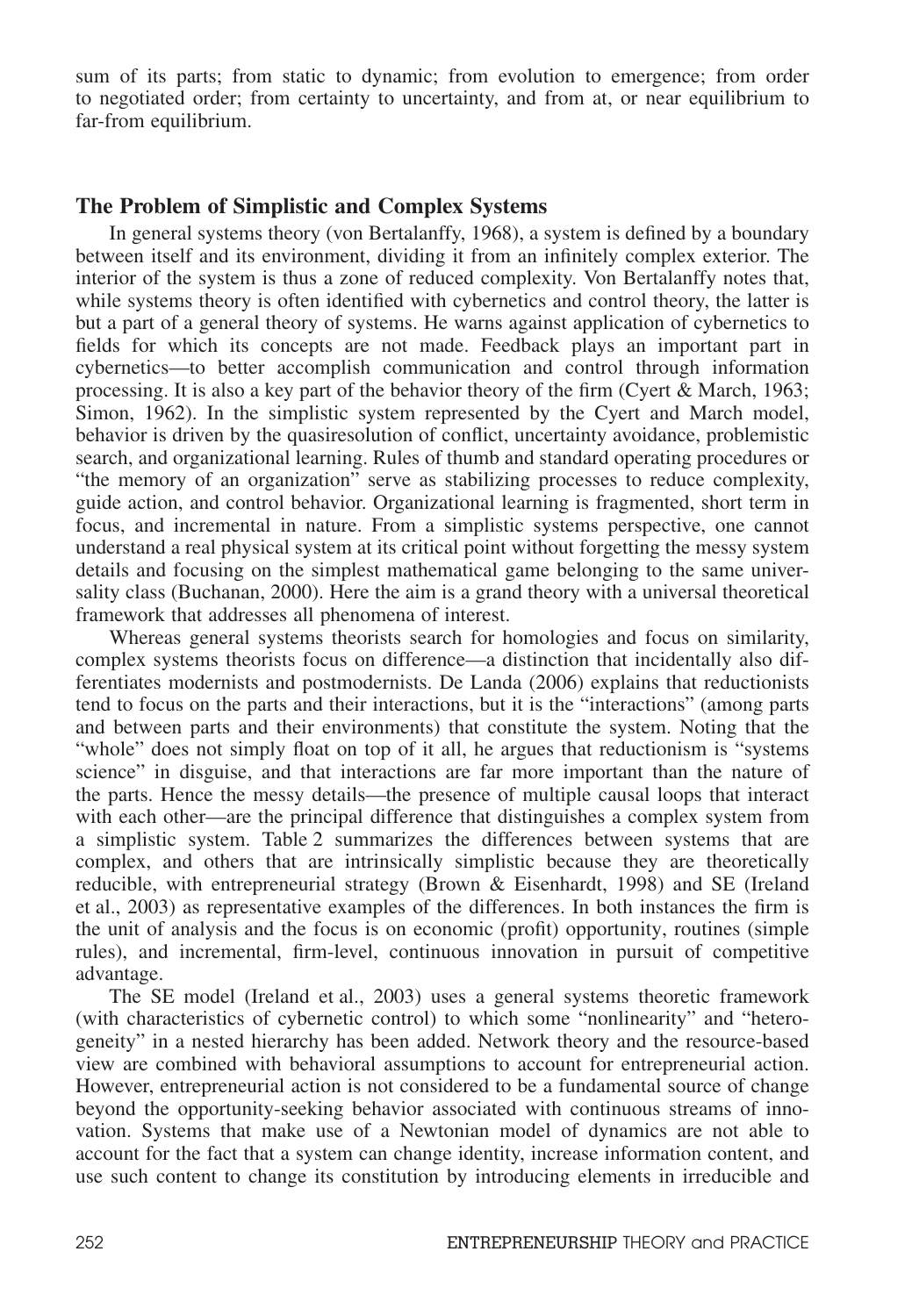sum of its parts; from static to dynamic; from evolution to emergence; from order to negotiated order; from certainty to uncertainty, and from at, or near equilibrium to far-from equilibrium.

## The Problem of Simplistic and Complex Systems

In general systems theory (von Bertalanffy, 1968), a system is defined by a boundary between itself and its environment, dividing it from an infinitely complex exterior. The interior of the system is thus a zone of reduced complexity. Von Bertalanffy notes that, while systems theory is often identified with cybernetics and control theory, the latter is but a part of a general theory of systems. He warns against application of cybernetics to fields for which its concepts are not made. Feedback plays an important part in cybernetics—to better accomplish communication and control through information processing. It is also a key part of the behavior theory of the firm (Cyert & March, 1963; Simon, 1962). In the simplistic system represented by the Cyert and March model, behavior is driven by the quasiresolution of conflict, uncertainty avoidance, problemistic search, and organizational learning. Rules of thumb and standard operating procedures or "the memory of an organization" serve as stabilizing processes to reduce complexity, guide action, and control behavior. Organizational learning is fragmented, short term in focus, and incremental in nature. From a simplistic systems perspective, one cannot understand a real physical system at its critical point without forgetting the messy system details and focusing on the simplest mathematical game belonging to the same universality class (Buchanan, 2000). Here the aim is a grand theory with a universal theoretical framework that addresses all phenomena of interest.

Whereas general systems theorists search for homologies and focus on similarity, complex systems theorists focus on difference—a distinction that incidentally also differentiates modernists and postmodernists. De Landa (2006) explains that reductionists tend to focus on the parts and their interactions, but it is the "interactions" (among parts and between parts and their environments) that constitute the system. Noting that the "whole" does not simply float on top of it all, he argues that reductionism is "systems science" in disguise, and that interactions are far more important than the nature of the parts. Hence the messy details—the presence of multiple causal loops that interact with each other—are the principal difference that distinguishes a complex system from a simplistic system. Table 2 summarizes the differences between systems that are complex, and others that are intrinsically simplistic because they are theoretically reducible, with entrepreneurial strategy (Brown & Eisenhardt, 1998) and SE (Ireland et al., 2003) as representative examples of the differences. In both instances the firm is the unit of analysis and the focus is on economic (profit) opportunity, routines (simple rules), and incremental, firm-level, continuous innovation in pursuit of competitive advantage.

The SE model (Ireland et al., 2003) uses a general systems theoretic framework (with characteristics of cybernetic control) to which some "nonlinearity" and "heterogeneity" in a nested hierarchy has been added. Network theory and the resource-based view are combined with behavioral assumptions to account for entrepreneurial action. However, entrepreneurial action is not considered to be a fundamental source of change beyond the opportunity-seeking behavior associated with continuous streams of innovation. Systems that make use of a Newtonian model of dynamics are not able to account for the fact that a system can change identity, increase information content, and use such content to change its constitution by introducing elements in irreducible and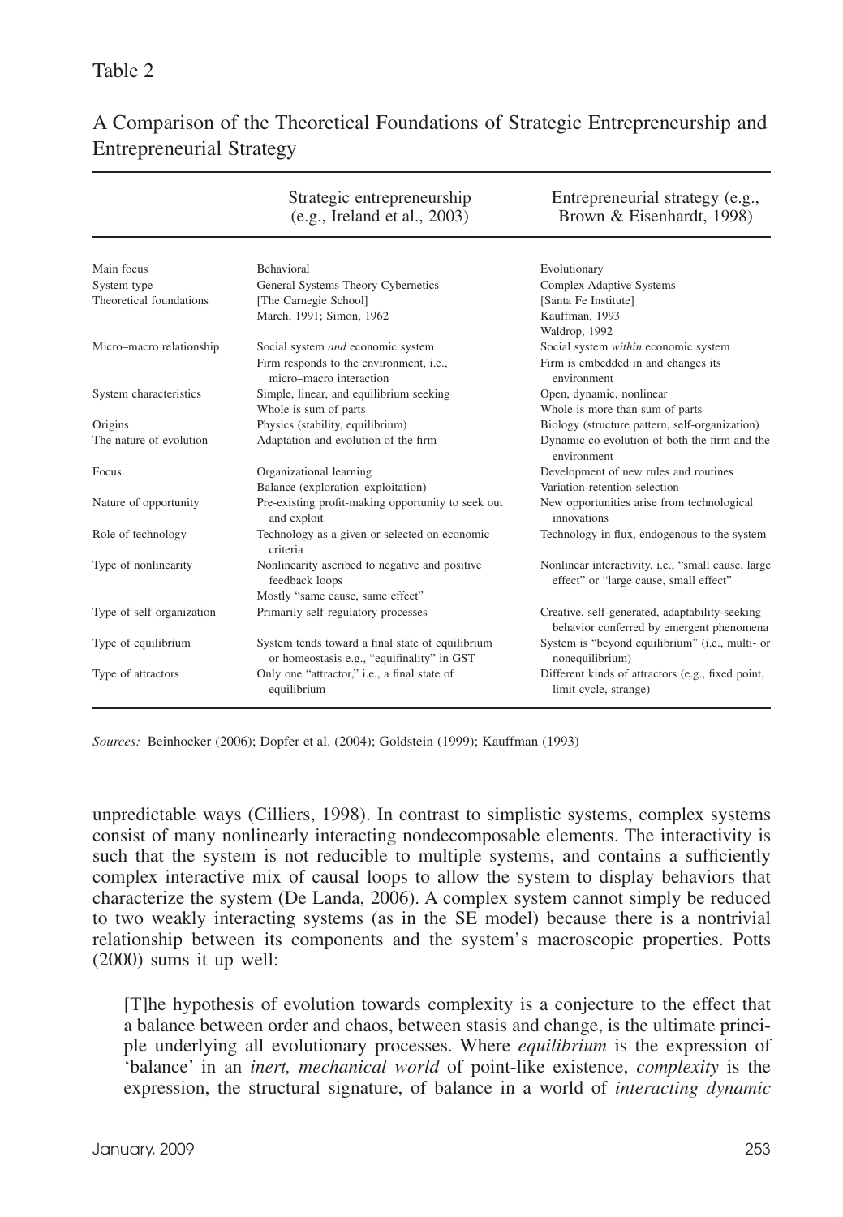Table 2

A Comparison of the Theoretical Foundations of Strategic Entrepreneurship and Entrepreneurial Strategy

| | Strategic entrepreneurship (e.g., Ireland et al., 2003) | Entrepreneurial strategy (e.g., Brown & Eisenhardt, 1998) |
|---|---|---|
| Main focus | Behavioral | Evolutionary |
| System type | General Systems Theory Cybernetics | Complex Adaptive Systems |
| Theoretical foundations | [The Carnegie School] March, 1991; Simon, 1962 | [Santa Fe Institute] Kauffman, 1993 Waldrop, 1992 |
| Micro–macro relationship | Social system *and* economic system Firm responds to the environment, i.e., micro–macro interaction | Social system *within* economic system Firm is embedded in and changes its environment |
| System characteristics | Simple, linear, and equilibrium seeking Whole is sum of parts | Open, dynamic, nonlinear Whole is more than sum of parts |
| Origins | Physics (stability, equilibrium) | Biology (structure pattern, self-organization) |
| The nature of evolution | Adaptation and evolution of the firm | Dynamic co-evolution of both the firm and the environment |
| Focus | Organizational learning Balance (exploration–exploitation) | Development of new rules and routines Variation-retention-selection |
| Nature of opportunity | Pre-existing profit-making opportunity to seek out and exploit | New opportunities arise from technological innovations |
| Role of technology | Technology as a given or selected on economic criteria | Technology in flux, endogenous to the system |
| Type of nonlinearity | Nonlinearity ascribed to negative and positive feedback loops Mostly "same cause, same effect" | Nonlinear interactivity, i.e., "small cause, large effect" or "large cause, small effect" |
| Type of self-organization | Primarily self-regulatory processes | Creative, self-generated, adaptability-seeking behavior conferred by emergent phenomena |
| Type of equilibrium | System tends toward a final state of equilibrium or homeostasis e.g., "equifinality" in GST | System is "beyond equilibrium" (i.e., multi- or nonequilibrium) |
| Type of attractors | Only one "attractor," i.e., a final state of equilibrium | Different kinds of attractors (e.g., fixed point, limit cycle, strange) |

*Sources:* Beinhocker (2006); Dopfer et al. (2004); Goldstein (1999); Kauffman (1993)

unpredictable ways (Cilliers, 1998). In contrast to simplistic systems, complex systems consist of many nonlinearly interacting nondecomposable elements. The interactivity is such that the system is not reducible to multiple systems, and contains a sufficiently complex interactive mix of causal loops to allow the system to display behaviors that characterize the system (De Landa, 2006). A complex system cannot simply be reduced to two weakly interacting systems (as in the SE model) because there is a nontrivial relationship between its components and the system's macroscopic properties. Potts (2000) sums it up well:

> [T]he hypothesis of evolution towards complexity is a conjecture to the effect that a balance between order and chaos, between stasis and change, is the ultimate principle underlying all evolutionary processes. Where *equilibrium* is the expression of 'balance' in an *inert, mechanical world* of point-like existence, *complexity* is the expression, the structural signature, of balance in a world of *interacting dynamic*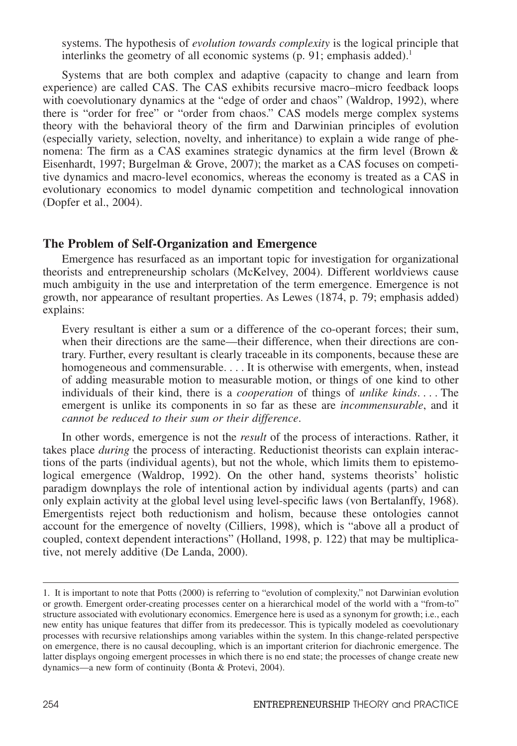systems. The hypothesis of *evolution towards complexity* is the logical principle that interlinks the geometry of all economic systems (p. 91; emphasis added).[1]

Systems that are both complex and adaptive (capacity to change and learn from experience) are called CAS. The CAS exhibits recursive macro–micro feedback loops with coevolutionary dynamics at the "edge of order and chaos" (Waldrop, 1992), where there is "order for free" or "order from chaos." CAS models merge complex systems theory with the behavioral theory of the firm and Darwinian principles of evolution (especially variety, selection, novelty, and inheritance) to explain a wide range of phenomena: The firm as a CAS examines strategic dynamics at the firm level (Brown & Eisenhardt, 1997; Burgelman & Grove, 2007); the market as a CAS focuses on competitive dynamics and macro-level economics, whereas the economy is treated as a CAS in evolutionary economics to model dynamic competition and technological innovation (Dopfer et al., 2004).

## The Problem of Self-Organization and Emergence

Emergence has resurfaced as an important topic for investigation for organizational theorists and entrepreneurship scholars (McKelvey, 2004). Different worldviews cause much ambiguity in the use and interpretation of the term emergence. Emergence is not growth, nor appearance of resultant properties. As Lewes (1874, p. 79; emphasis added) explains:

> Every resultant is either a sum or a difference of the co-operant forces; their sum, when their directions are the same—their difference, when their directions are contrary. Further, every resultant is clearly traceable in its components, because these are homogeneous and commensurable. . . . It is otherwise with emergents, when, instead of adding measurable motion to measurable motion, or things of one kind to other individuals of their kind, there is a *cooperation* of things of *unlike kinds*. . . . The emergent is unlike its components in so far as these are *incommensurable*, and it *cannot be reduced to their sum or their difference*.

In other words, emergence is not the *result* of the process of interactions. Rather, it takes place *during* the process of interacting. Reductionist theorists can explain interactions of the parts (individual agents), but not the whole, which limits them to epistemological emergence (Waldrop, 1992). On the other hand, systems theorists' holistic paradigm downplays the role of intentional action by individual agents (parts) and can only explain activity at the global level using level-specific laws (von Bertalanffy, 1968). Emergentists reject both reductionism and holism, because these ontologies cannot account for the emergence of novelty (Cilliers, 1998), which is "above all a product of coupled, context dependent interactions" (Holland, 1998, p. 122) that may be multiplicative, not merely additive (De Landa, 2000).

---

1. It is important to note that Potts (2000) is referring to "evolution of complexity," not Darwinian evolution or growth. Emergent order-creating processes center on a hierarchical model of the world with a "from-to" structure associated with evolutionary economics. Emergence here is used as a synonym for growth; i.e., each new entity has unique features that differ from its predecessor. This is typically modeled as coevolutionary processes with recursive relationships among variables within the system. In this change-related perspective on emergence, there is no causal decoupling, which is an important criterion for diachronic emergence. The latter displays ongoing emergent processes in which there is no end state; the processes of change create new dynamics—a new form of continuity (Bonta & Protevi, 2004).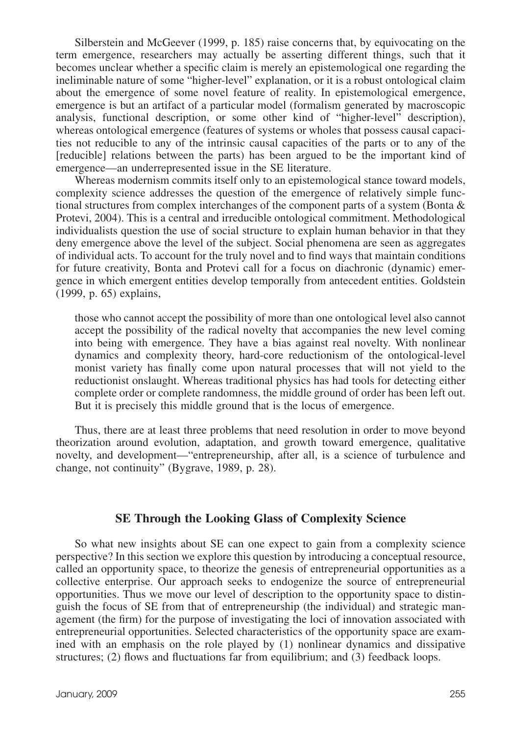Silberstein and McGeever (1999, p. 185) raise concerns that, by equivocating on the term emergence, researchers may actually be asserting different things, such that it becomes unclear whether a specific claim is merely an epistemological one regarding the ineliminable nature of some "higher-level" explanation, or it is a robust ontological claim about the emergence of some novel feature of reality. In epistemological emergence, emergence is but an artifact of a particular model (formalism generated by macroscopic analysis, functional description, or some other kind of "higher-level" description), whereas ontological emergence (features of systems or wholes that possess causal capacities not reducible to any of the intrinsic causal capacities of the parts or to any of the [reducible] relations between the parts) has been argued to be the important kind of emergence—an underrepresented issue in the SE literature.

Whereas modernism commits itself only to an epistemological stance toward models, complexity science addresses the question of the emergence of relatively simple functional structures from complex interchanges of the component parts of a system (Bonta & Protevi, 2004). This is a central and irreducible ontological commitment. Methodological individualists question the use of social structure to explain human behavior in that they deny emergence above the level of the subject. Social phenomena are seen as aggregates of individual acts. To account for the truly novel and to find ways that maintain conditions for future creativity, Bonta and Protevi call for a focus on diachronic (dynamic) emergence in which emergent entities develop temporally from antecedent entities. Goldstein (1999, p. 65) explains,

> those who cannot accept the possibility of more than one ontological level also cannot accept the possibility of the radical novelty that accompanies the new level coming into being with emergence. They have a bias against real novelty. With nonlinear dynamics and complexity theory, hard-core reductionism of the ontological-level monist variety has finally come upon natural processes that will not yield to the reductionist onslaught. Whereas traditional physics has had tools for detecting either complete order or complete randomness, the middle ground of order has been left out. But it is precisely this middle ground that is the locus of emergence.

Thus, there are at least three problems that need resolution in order to move beyond theorization around evolution, adaptation, and growth toward emergence, qualitative novelty, and development—"entrepreneurship, after all, is a science of turbulence and change, not continuity" (Bygrave, 1989, p. 28).

## SE Through the Looking Glass of Complexity Science

So what new insights about SE can one expect to gain from a complexity science perspective? In this section we explore this question by introducing a conceptual resource, called an opportunity space, to theorize the genesis of entrepreneurial opportunities as a collective enterprise. Our approach seeks to endogenize the source of entrepreneurial opportunities. Thus we move our level of description to the opportunity space to distinguish the focus of SE from that of entrepreneurship (the individual) and strategic management (the firm) for the purpose of investigating the loci of innovation associated with entrepreneurial opportunities. Selected characteristics of the opportunity space are examined with an emphasis on the role played by (1) nonlinear dynamics and dissipative structures; (2) flows and fluctuations far from equilibrium; and (3) feedback loops.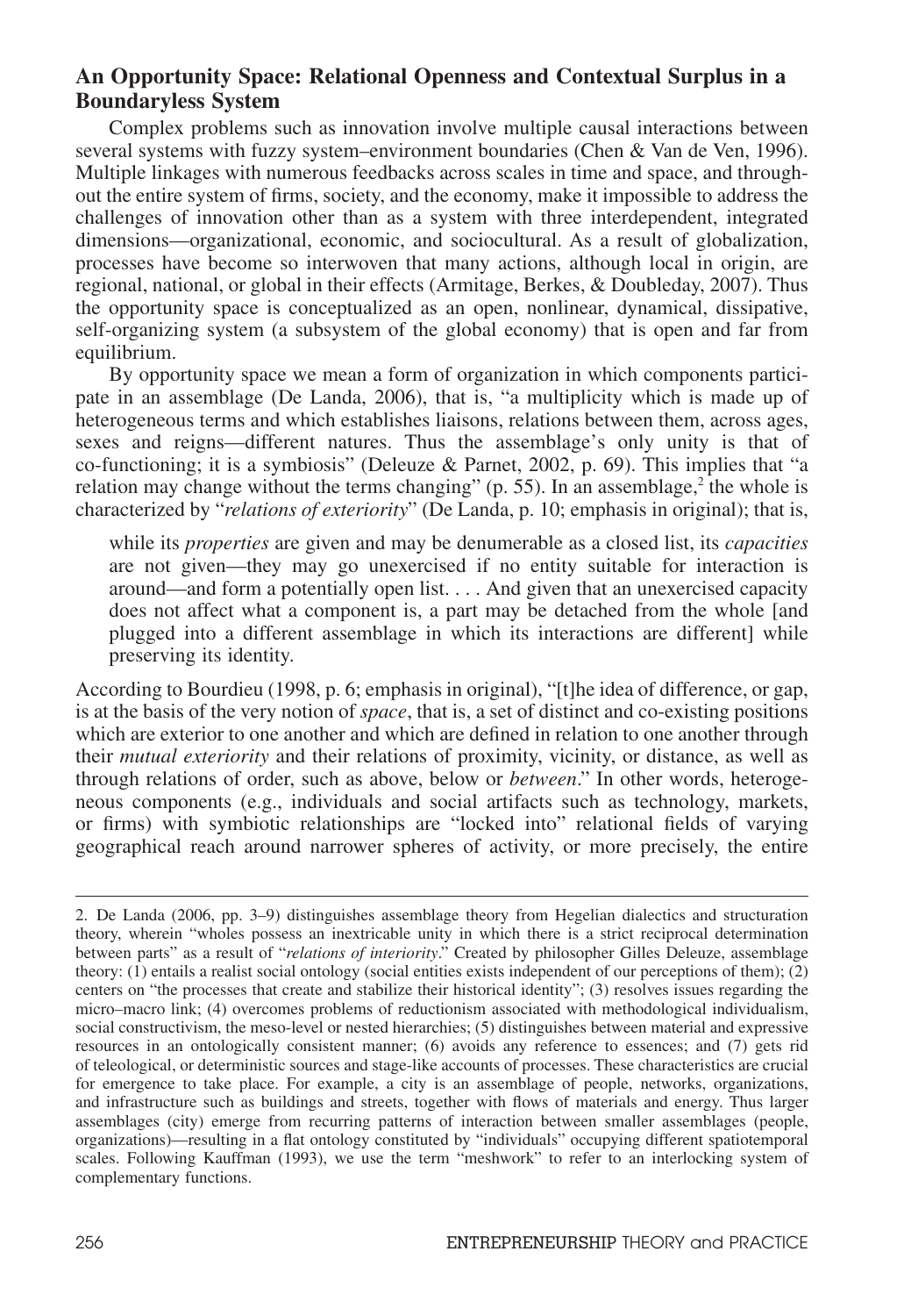## An Opportunity Space: Relational Openness and Contextual Surplus in a Boundaryless System

Complex problems such as innovation involve multiple causal interactions between several systems with fuzzy system–environment boundaries (Chen & Van de Ven, 1996). Multiple linkages with numerous feedbacks across scales in time and space, and throughout the entire system of firms, society, and the economy, make it impossible to address the challenges of innovation other than as a system with three interdependent, integrated dimensions—organizational, economic, and sociocultural. As a result of globalization, processes have become so interwoven that many actions, although local in origin, are regional, national, or global in their effects (Armitage, Berkes, & Doubleday, 2007). Thus the opportunity space is conceptualized as an open, nonlinear, dynamical, dissipative, self-organizing system (a subsystem of the global economy) that is open and far from equilibrium.

By opportunity space we mean a form of organization in which components participate in an assemblage (De Landa, 2006), that is, "a multiplicity which is made up of heterogeneous terms and which establishes liaisons, relations between them, across ages, sexes and reigns—different natures. Thus the assemblage's only unity is that of co-functioning; it is a symbiosis" (Deleuze & Parnet, 2002, p. 69). This implies that "a relation may change without the terms changing" (p. 55). In an assemblage,[2] the whole is characterized by "*relations of exteriority*" (De Landa, p. 10; emphasis in original); that is,

> while its *properties* are given and may be denumerable as a closed list, its *capacities* are not given—they may go unexercised if no entity suitable for interaction is around—and form a potentially open list. . . . And given that an unexercised capacity does not affect what a component is, a part may be detached from the whole [and plugged into a different assemblage in which its interactions are different] while preserving its identity.

According to Bourdieu (1998, p. 6; emphasis in original), "[t]he idea of difference, or gap, is at the basis of the very notion of *space*, that is, a set of distinct and co-existing positions which are exterior to one another and which are defined in relation to one another through their *mutual exteriority* and their relations of proximity, vicinity, or distance, as well as through relations of order, such as above, below or *between*." In other words, heterogeneous components (e.g., individuals and social artifacts such as technology, markets, or firms) with symbiotic relationships are "locked into" relational fields of varying geographical reach around narrower spheres of activity, or more precisely, the entire

---

2. De Landa (2006, pp. 3–9) distinguishes assemblage theory from Hegelian dialectics and structuration theory, wherein "wholes possess an inextricable unity in which there is a strict reciprocal determination between parts" as a result of "*relations of interiority*." Created by philosopher Gilles Deleuze, assemblage theory: (1) entails a realist social ontology (social entities exists independent of our perceptions of them); (2) centers on "the processes that create and stabilize their historical identity"; (3) resolves issues regarding the micro–macro link; (4) overcomes problems of reductionism associated with methodological individualism, social constructivism, the meso-level or nested hierarchies; (5) distinguishes between material and expressive resources in an ontologically consistent manner; (6) avoids any reference to essences; and (7) gets rid of teleological, or deterministic sources and stage-like accounts of processes. These characteristics are crucial for emergence to take place. For example, a city is an assemblage of people, networks, organizations, and infrastructure such as buildings and streets, together with flows of materials and energy. Thus larger assemblages (city) emerge from recurring patterns of interaction between smaller assemblages (people, organizations)—resulting in a flat ontology constituted by "individuals" occupying different spatiotemporal scales. Following Kauffman (1993), we use the term "meshwork" to refer to an interlocking system of complementary functions.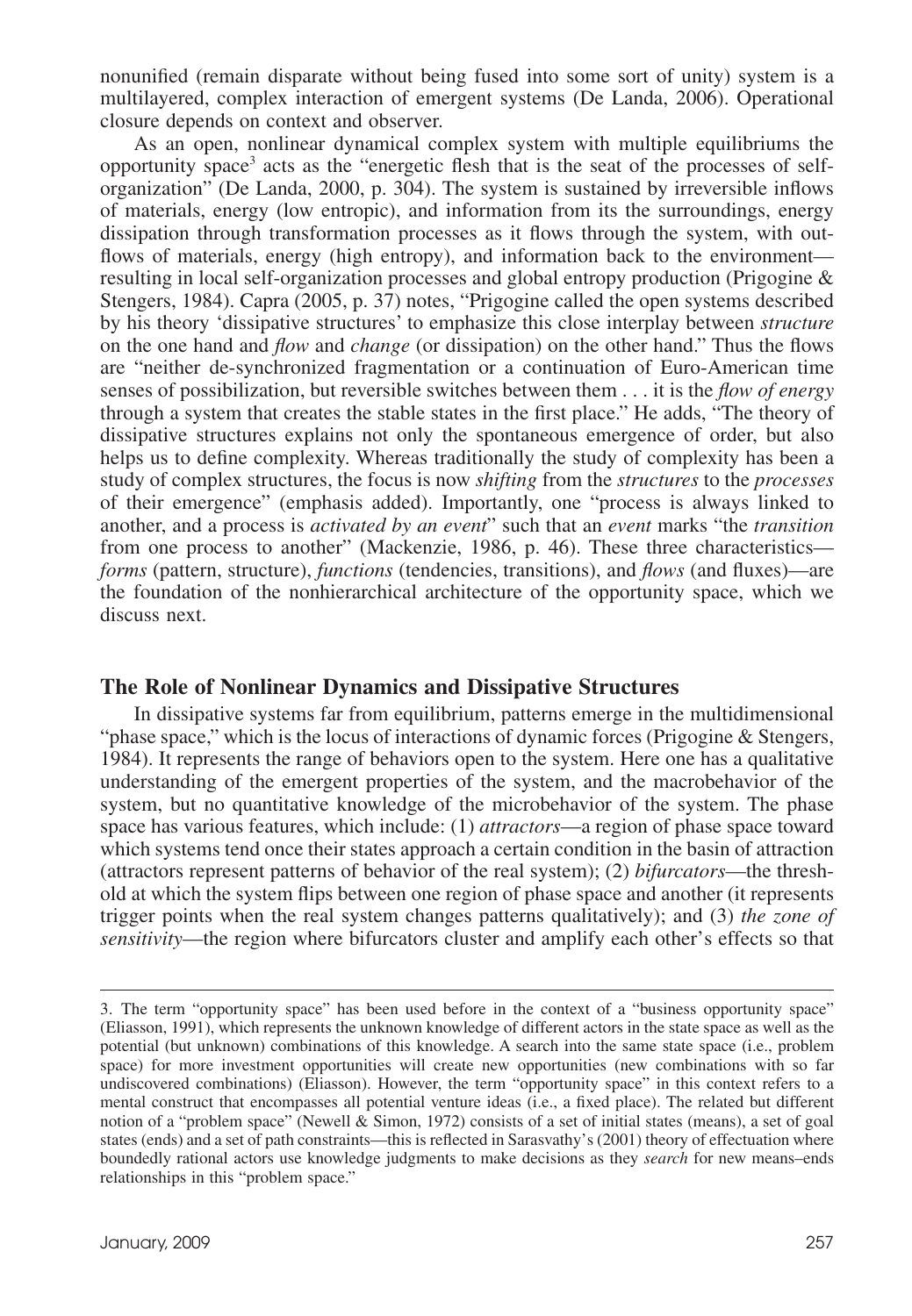nonunified (remain disparate without being fused into some sort of unity) system is a multilayered, complex interaction of emergent systems (De Landa, 2006). Operational closure depends on context and observer.

As an open, nonlinear dynamical complex system with multiple equilibriums the opportunity space[3] acts as the "energetic flesh that is the seat of the processes of self-organization" (De Landa, 2000, p. 304). The system is sustained by irreversible inflows of materials, energy (low entropic), and information from its the surroundings, energy dissipation through transformation processes as it flows through the system, with outflows of materials, energy (high entropy), and information back to the environment—resulting in local self-organization processes and global entropy production (Prigogine & Stengers, 1984). Capra (2005, p. 37) notes, "Prigogine called the open systems described by his theory 'dissipative structures' to emphasize this close interplay between *structure* on the one hand and *flow* and *change* (or dissipation) on the other hand." Thus the flows are "neither de-synchronized fragmentation or a continuation of Euro-American time senses of possibilization, but reversible switches between them . . . it is the *flow of energy* through a system that creates the stable states in the first place." He adds, "The theory of dissipative structures explains not only the spontaneous emergence of order, but also helps us to define complexity. Whereas traditionally the study of complexity has been a study of complex structures, the focus is now *shifting* from the *structures* to the *processes* of their emergence" (emphasis added). Importantly, one "process is always linked to another, and a process is *activated by an event*" such that an *event* marks "the *transition* from one process to another" (Mackenzie, 1986, p. 46). These three characteristics—*forms* (pattern, structure), *functions* (tendencies, transitions), and *flows* (and fluxes)—are the foundation of the nonhierarchical architecture of the opportunity space, which we discuss next.

## The Role of Nonlinear Dynamics and Dissipative Structures

In dissipative systems far from equilibrium, patterns emerge in the multidimensional "phase space," which is the locus of interactions of dynamic forces (Prigogine & Stengers, 1984). It represents the range of behaviors open to the system. Here one has a qualitative understanding of the emergent properties of the system, and the macrobehavior of the system, but no quantitative knowledge of the microbehavior of the system. The phase space has various features, which include: (1) *attractors*—a region of phase space toward which systems tend once their states approach a certain condition in the basin of attraction (attractors represent patterns of behavior of the real system); (2) *bifurcators*—the threshold at which the system flips between one region of phase space and another (it represents trigger points when the real system changes patterns qualitatively); and (3) *the zone of sensitivity*—the region where bifurcators cluster and amplify each other's effects so that

---

3. The term "opportunity space" has been used before in the context of a "business opportunity space" (Eliasson, 1991), which represents the unknown knowledge of different actors in the state space as well as the potential (but unknown) combinations of this knowledge. A search into the same state space (i.e., problem space) for more investment opportunities will create new opportunities (new combinations with so far undiscovered combinations) (Eliasson). However, the term "opportunity space" in this context refers to a mental construct that encompasses all potential venture ideas (i.e., a fixed place). The related but different notion of a "problem space" (Newell & Simon, 1972) consists of a set of initial states (means), a set of goal states (ends) and a set of path constraints—this is reflected in Sarasvathy's (2001) theory of effectuation where boundedly rational actors use knowledge judgments to make decisions as they *search* for new means–ends relationships in this "problem space."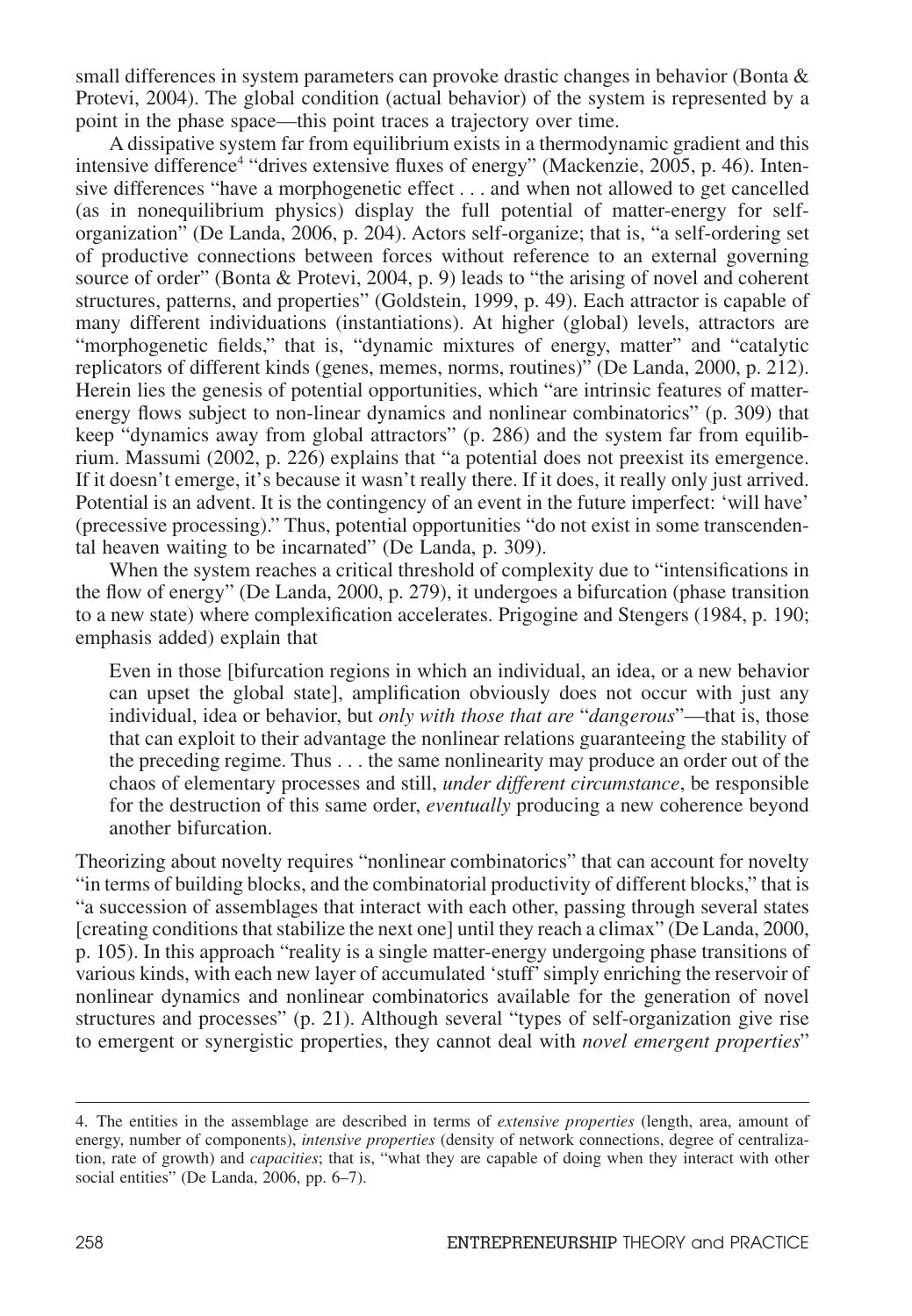small differences in system parameters can provoke drastic changes in behavior (Bonta & Protevi, 2004). The global condition (actual behavior) of the system is represented by a point in the phase space—this point traces a trajectory over time.

A dissipative system far from equilibrium exists in a thermodynamic gradient and this intensive difference[4] "drives extensive fluxes of energy" (Mackenzie, 2005, p. 46). Intensive differences "have a morphogenetic effect . . . and when not allowed to get cancelled (as in nonequilibrium physics) display the full potential of matter-energy for self-organization" (De Landa, 2006, p. 204). Actors self-organize; that is, "a self-ordering set of productive connections between forces without reference to an external governing source of order" (Bonta & Protevi, 2004, p. 9) leads to "the arising of novel and coherent structures, patterns, and properties" (Goldstein, 1999, p. 49). Each attractor is capable of many different individuations (instantiations). At higher (global) levels, attractors are "morphogenetic fields," that is, "dynamic mixtures of energy, matter" and "catalytic replicators of different kinds (genes, memes, norms, routines)" (De Landa, 2000, p. 212). Herein lies the genesis of potential opportunities, which "are intrinsic features of matter-energy flows subject to non-linear dynamics and nonlinear combinatorics" (p. 309) that keep "dynamics away from global attractors" (p. 286) and the system far from equilibrium. Massumi (2002, p. 226) explains that "a potential does not preexist its emergence. If it doesn't emerge, it's because it wasn't really there. If it does, it really only just arrived. Potential is an advent. It is the contingency of an event in the future imperfect: 'will have' (precessive processing)." Thus, potential opportunities "do not exist in some transcendental heaven waiting to be incarnated" (De Landa, p. 309).

When the system reaches a critical threshold of complexity due to "intensifications in the flow of energy" (De Landa, 2000, p. 279), it undergoes a bifurcation (phase transition to a new state) where complexification accelerates. Prigogine and Stengers (1984, p. 190; emphasis added) explain that

> Even in those [bifurcation regions in which an individual, an idea, or a new behavior can upset the global state], amplification obviously does not occur with just any individual, idea or behavior, but *only with those that are* "*dangerous*"—that is, those that can exploit to their advantage the nonlinear relations guaranteeing the stability of the preceding regime. Thus . . . the same nonlinearity may produce an order out of the chaos of elementary processes and still, *under different circumstance*, be responsible for the destruction of this same order, *eventually* producing a new coherence beyond another bifurcation.

Theorizing about novelty requires "nonlinear combinatorics" that can account for novelty "in terms of building blocks, and the combinatorial productivity of different blocks," that is "a succession of assemblages that interact with each other, passing through several states [creating conditions that stabilize the next one] until they reach a climax" (De Landa, 2000, p. 105). In this approach "reality is a single matter-energy undergoing phase transitions of various kinds, with each new layer of accumulated 'stuff' simply enriching the reservoir of nonlinear dynamics and nonlinear combinatorics available for the generation of novel structures and processes" (p. 21). Although several "types of self-organization give rise to emergent or synergistic properties, they cannot deal with *novel emergent properties*"

---

4. The entities in the assemblage are described in terms of *extensive properties* (length, area, amount of energy, number of components), *intensive properties* (density of network connections, degree of centralization, rate of growth) and *capacities*; that is, "what they are capable of doing when they interact with other social entities" (De Landa, 2006, pp. 6–7).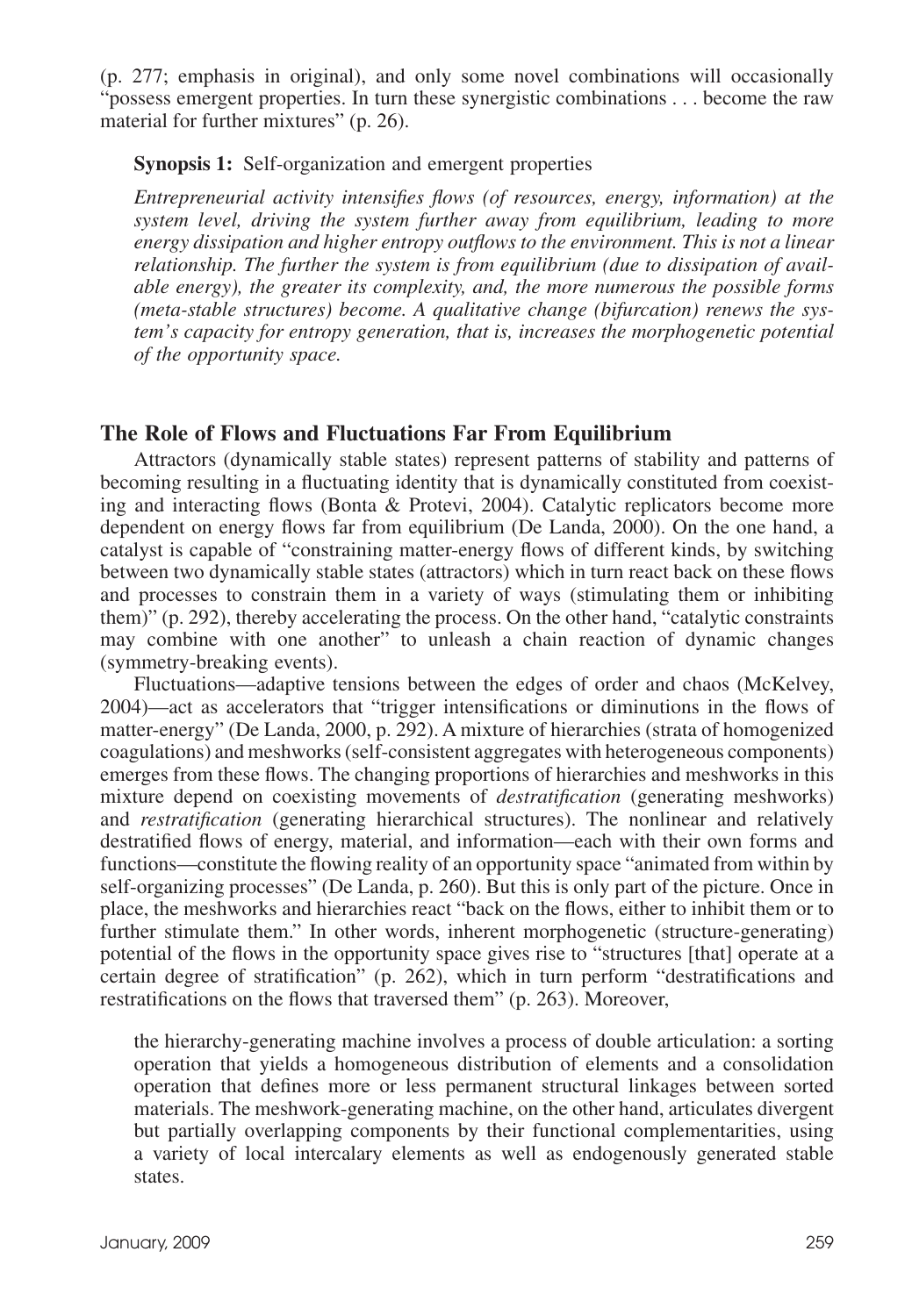(p. 277; emphasis in original), and only some novel combinations will occasionally "possess emergent properties. In turn these synergistic combinations . . . become the raw material for further mixtures" (p. 26).

> **Synopsis 1:** Self-organization and emergent properties
>
> *Entrepreneurial activity intensifies flows (of resources, energy, information) at the system level, driving the system further away from equilibrium, leading to more energy dissipation and higher entropy outflows to the environment. This is not a linear relationship. The further the system is from equilibrium (due to dissipation of available energy), the greater its complexity, and, the more numerous the possible forms (meta-stable structures) become. A qualitative change (bifurcation) renews the system's capacity for entropy generation, that is, increases the morphogenetic potential of the opportunity space.*

## The Role of Flows and Fluctuations Far From Equilibrium

Attractors (dynamically stable states) represent patterns of stability and patterns of becoming resulting in a fluctuating identity that is dynamically constituted from coexisting and interacting flows (Bonta & Protevi, 2004). Catalytic replicators become more dependent on energy flows far from equilibrium (De Landa, 2000). On the one hand, a catalyst is capable of "constraining matter-energy flows of different kinds, by switching between two dynamically stable states (attractors) which in turn react back on these flows and processes to constrain them in a variety of ways (stimulating them or inhibiting them)" (p. 292), thereby accelerating the process. On the other hand, "catalytic constraints may combine with one another" to unleash a chain reaction of dynamic changes (symmetry-breaking events).

Fluctuations—adaptive tensions between the edges of order and chaos (McKelvey, 2004)—act as accelerators that "trigger intensifications or diminutions in the flows of matter-energy" (De Landa, 2000, p. 292). A mixture of hierarchies (strata of homogenized coagulations) and meshworks (self-consistent aggregates with heterogeneous components) emerges from these flows. The changing proportions of hierarchies and meshworks in this mixture depend on coexisting movements of *destratification* (generating meshworks) and *restratification* (generating hierarchical structures). The nonlinear and relatively destratified flows of energy, material, and information—each with their own forms and functions—constitute the flowing reality of an opportunity space "animated from within by self-organizing processes" (De Landa, p. 260). But this is only part of the picture. Once in place, the meshworks and hierarchies react "back on the flows, either to inhibit them or to further stimulate them." In other words, inherent morphogenetic (structure-generating) potential of the flows in the opportunity space gives rise to "structures [that] operate at a certain degree of stratification" (p. 262), which in turn perform "destratifications and restratifications on the flows that traversed them" (p. 263). Moreover,

> the hierarchy-generating machine involves a process of double articulation: a sorting operation that yields a homogeneous distribution of elements and a consolidation operation that defines more or less permanent structural linkages between sorted materials. The meshwork-generating machine, on the other hand, articulates divergent but partially overlapping components by their functional complementarities, using a variety of local intercalary elements as well as endogenously generated stable states.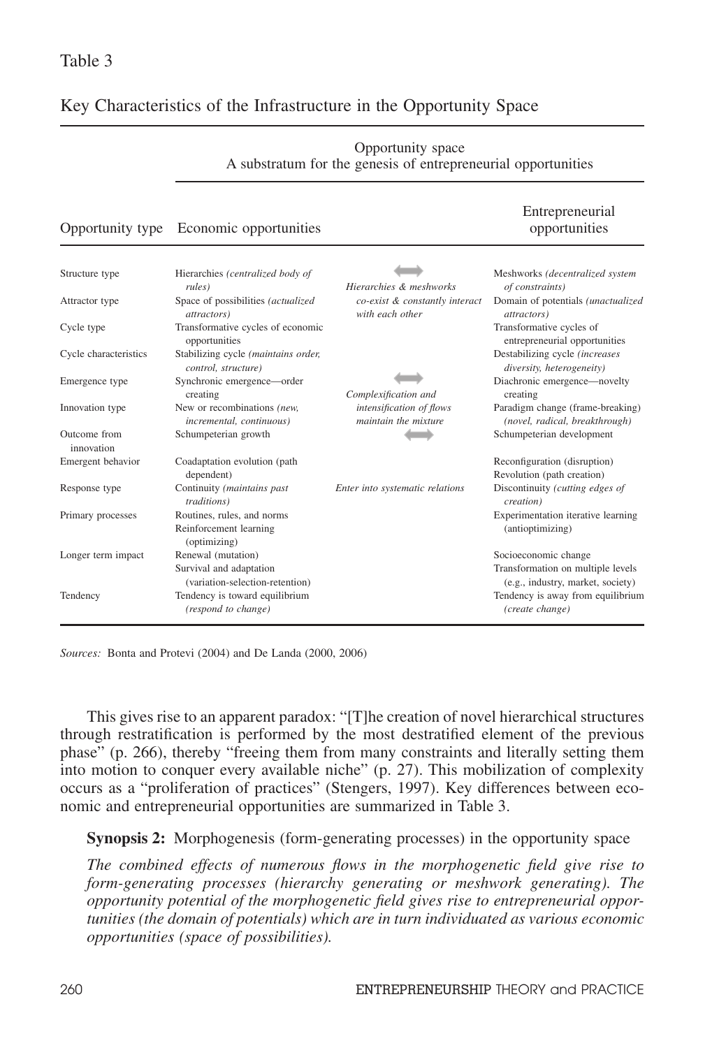Table 3

Key Characteristics of the Infrastructure in the Opportunity Space

| | Opportunity space A substratum for the genesis of entrepreneurial opportunities | | |
|---|---|---|---|
| Opportunity type | Economic opportunities | | Entrepreneurial opportunities |
| Structure type | Hierarchies *(centralized body of rules)* | ⟷ *Hierarchies & meshworks* | Meshworks *(decentralized system of constraints)* |
| Attractor type | Space of possibilities *(actualized attractors)* | *co-exist & constantly interact with each other* | Domain of potentials *(unactualized attractors)* |
| Cycle type | Transformative cycles of economic opportunities | | Transformative cycles of entrepreneurial opportunities |
| Cycle characteristics | Stabilizing cycle *(maintains order, control, structure)* | | Destabilizing cycle *(increases diversity, heterogeneity)* |
| Emergence type | Synchronic emergence—order creating | ⟷ *Complexification and* | Diachronic emergence—novelty creating |
| Innovation type | New or recombinations *(new, incremental, continuous)* | *intensification of flows maintain the mixture* | Paradigm change (frame-breaking) *(novel, radical, breakthrough)* |
| Outcome from innovation | Schumpeterian growth | ⟷ | Schumpeterian development |
| Emergent behavior | Coadaptation evolution (path dependent) | | Reconfiguration (disruption) Revolution (path creation) |
| Response type | Continuity *(maintains past traditions)* | *Enter into systematic relations* | Discontinuity *(cutting edges of creation)* |
| Primary processes | Routines, rules, and norms Reinforcement learning (optimizing) | | Experimentation iterative learning (antioptimizing) |
| Longer term impact | Renewal (mutation) Survival and adaptation (variation-selection-retention) | | Socioeconomic change Transformation on multiple levels (e.g., industry, market, society) |
| Tendency | Tendency is toward equilibrium *(respond to change)* | | Tendency is away from equilibrium *(create change)* |

*Sources:* Bonta and Protevi (2004) and De Landa (2000, 2006)

This gives rise to an apparent paradox: "[T]he creation of novel hierarchical structures through restratification is performed by the most destratified element of the previous phase" (p. 266), thereby "freeing them from many constraints and literally setting them into motion to conquer every available niche" (p. 27). This mobilization of complexity occurs as a "proliferation of practices" (Stengers, 1997). Key differences between economic and entrepreneurial opportunities are summarized in Table 3.

**Synopsis 2:** Morphogenesis (form-generating processes) in the opportunity space

*The combined effects of numerous flows in the morphogenetic field give rise to form-generating processes (hierarchy generating or meshwork generating). The opportunity potential of the morphogenetic field gives rise to entrepreneurial opportunities (the domain of potentials) which are in turn individuated as various economic opportunities (space of possibilities).*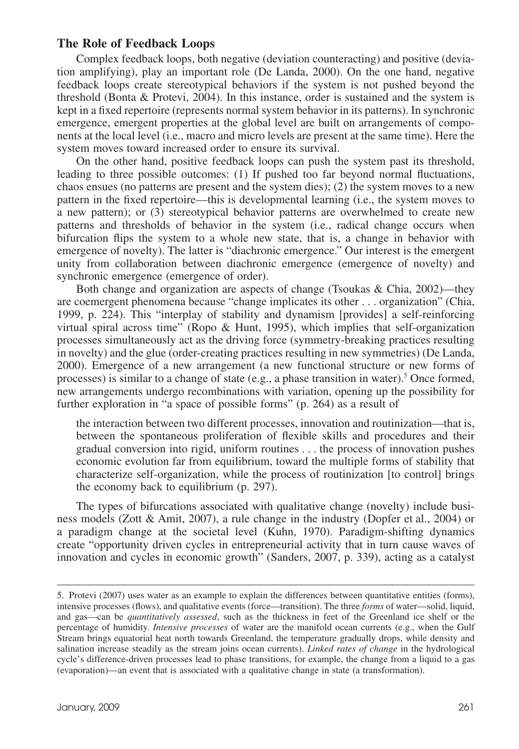## The Role of Feedback Loops

Complex feedback loops, both negative (deviation counteracting) and positive (deviation amplifying), play an important role (De Landa, 2000). On the one hand, negative feedback loops create stereotypical behaviors if the system is not pushed beyond the threshold (Bonta & Protevi, 2004). In this instance, order is sustained and the system is kept in a fixed repertoire (represents normal system behavior in its patterns). In synchronic emergence, emergent properties at the global level are built on arrangements of components at the local level (i.e., macro and micro levels are present at the same time). Here the system moves toward increased order to ensure its survival.

On the other hand, positive feedback loops can push the system past its threshold, leading to three possible outcomes: (1) If pushed too far beyond normal fluctuations, chaos ensues (no patterns are present and the system dies); (2) the system moves to a new pattern in the fixed repertoire—this is developmental learning (i.e., the system moves to a new pattern); or (3) stereotypical behavior patterns are overwhelmed to create new patterns and thresholds of behavior in the system (i.e., radical change occurs when bifurcation flips the system to a whole new state, that is, a change in behavior with emergence of novelty). The latter is "diachronic emergence." Our interest is the emergent unity from collaboration between diachronic emergence (emergence of novelty) and synchronic emergence (emergence of order).

Both change and organization are aspects of change (Tsoukas & Chia, 2002)—they are coemergent phenomena because "change implicates its other . . . organization" (Chia, 1999, p. 224). This "interplay of stability and dynamism [provides] a self-reinforcing virtual spiral across time" (Ropo & Hunt, 1995), which implies that self-organization processes simultaneously act as the driving force (symmetry-breaking practices resulting in novelty) and the glue (order-creating practices resulting in new symmetries) (De Landa, 2000). Emergence of a new arrangement (a new functional structure or new forms of processes) is similar to a change of state (e.g., a phase transition in water).[5] Once formed, new arrangements undergo recombinations with variation, opening up the possibility for further exploration in "a space of possible forms" (p. 264) as a result of

> the interaction between two different processes, innovation and routinization—that is, between the spontaneous proliferation of flexible skills and procedures and their gradual conversion into rigid, uniform routines . . . the process of innovation pushes economic evolution far from equilibrium, toward the multiple forms of stability that characterize self-organization, while the process of routinization [to control] brings the economy back to equilibrium (p. 297).

The types of bifurcations associated with qualitative change (novelty) include business models (Zott & Amit, 2007), a rule change in the industry (Dopfer et al., 2004) or a paradigm change at the societal level (Kuhn, 1970). Paradigm-shifting dynamics create "opportunity driven cycles in entrepreneurial activity that in turn cause waves of innovation and cycles in economic growth" (Sanders, 2007, p. 339), acting as a catalyst

---

5. Protevi (2007) uses water as an example to explain the differences between quantitative entities (forms), intensive processes (flows), and qualitative events (force—transition). The three *forms* of water—solid, liquid, and gas—can be *quantitatively assessed*, such as the thickness in feet of the Greenland ice shelf or the percentage of humidity. *Intensive processes* of water are the manifold ocean currents (e.g., when the Gulf Stream brings equatorial heat north towards Greenland, the temperature gradually drops, while density and salination increase steadily as the stream joins ocean currents). *Linked rates of change* in the hydrological cycle's difference-driven processes lead to phase transitions, for example, the change from a liquid to a gas (evaporation)—an event that is associated with a qualitative change in state (a transformation).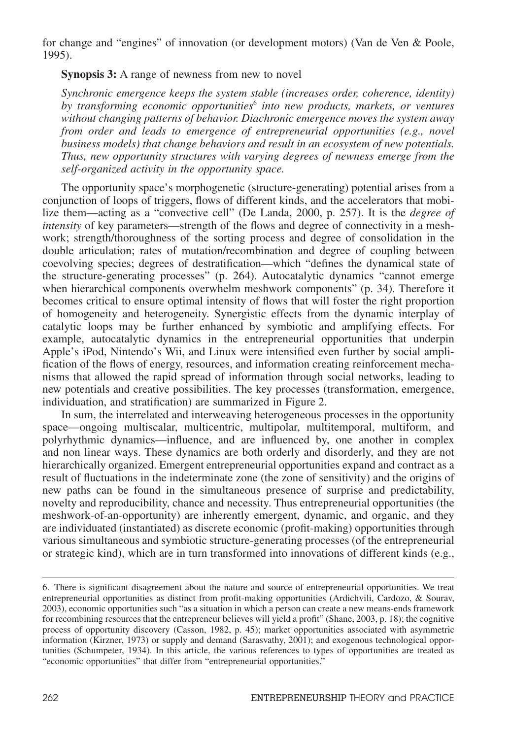for change and "engines" of innovation (or development motors) (Van de Ven & Poole, 1995).

**Synopsis 3:** A range of newness from new to novel

*Synchronic emergence keeps the system stable (increases order, coherence, identity) by transforming economic opportunities*[6] *into new products, markets, or ventures without changing patterns of behavior. Diachronic emergence moves the system away from order and leads to emergence of entrepreneurial opportunities (e.g., novel business models) that change behaviors and result in an ecosystem of new potentials. Thus, new opportunity structures with varying degrees of newness emerge from the self-organized activity in the opportunity space.*

The opportunity space's morphogenetic (structure-generating) potential arises from a conjunction of loops of triggers, flows of different kinds, and the accelerators that mobilize them—acting as a "convective cell" (De Landa, 2000, p. 257). It is the *degree of intensity* of key parameters—strength of the flows and degree of connectivity in a meshwork; strength/thoroughness of the sorting process and degree of consolidation in the double articulation; rates of mutation/recombination and degree of coupling between coevolving species; degrees of destratification—which "defines the dynamical state of the structure-generating processes" (p. 264). Autocatalytic dynamics "cannot emerge when hierarchical components overwhelm meshwork components" (p. 34). Therefore it becomes critical to ensure optimal intensity of flows that will foster the right proportion of homogeneity and heterogeneity. Synergistic effects from the dynamic interplay of catalytic loops may be further enhanced by symbiotic and amplifying effects. For example, autocatalytic dynamics in the entrepreneurial opportunities that underpin Apple's iPod, Nintendo's Wii, and Linux were intensified even further by social amplification of the flows of energy, resources, and information creating reinforcement mechanisms that allowed the rapid spread of information through social networks, leading to new potentials and creative possibilities. The key processes (transformation, emergence, individuation, and stratification) are summarized in Figure 2.

In sum, the interrelated and interweaving heterogeneous processes in the opportunity space—ongoing multiscalar, multicentric, multipolar, multitemporal, multiform, and polyrhythmic dynamics—influence, and are influenced by, one another in complex and non linear ways. These dynamics are both orderly and disorderly, and they are not hierarchically organized. Emergent entrepreneurial opportunities expand and contract as a result of fluctuations in the indeterminate zone (the zone of sensitivity) and the origins of new paths can be found in the simultaneous presence of surprise and predictability, novelty and reproducibility, chance and necessity. Thus entrepreneurial opportunities (the meshwork-of-an-opportunity) are inherently emergent, dynamic, and organic, and they are individuated (instantiated) as discrete economic (profit-making) opportunities through various simultaneous and symbiotic structure-generating processes (of the entrepreneurial or strategic kind), which are in turn transformed into innovations of different kinds (e.g.,

---

6. There is significant disagreement about the nature and source of entrepreneurial opportunities. We treat entrepreneurial opportunities as distinct from profit-making opportunities (Ardichvili, Cardozo, & Sourav, 2003), economic opportunities such "as a situation in which a person can create a new means-ends framework for recombining resources that the entrepreneur believes will yield a profit" (Shane, 2003, p. 18); the cognitive process of opportunity discovery (Casson, 1982, p. 45); market opportunities associated with asymmetric information (Kirzner, 1973) or supply and demand (Sarasvathy, 2001); and exogenous technological opportunities (Schumpeter, 1934). In this article, the various references to types of opportunities are treated as "economic opportunities" that differ from "entrepreneurial opportunities."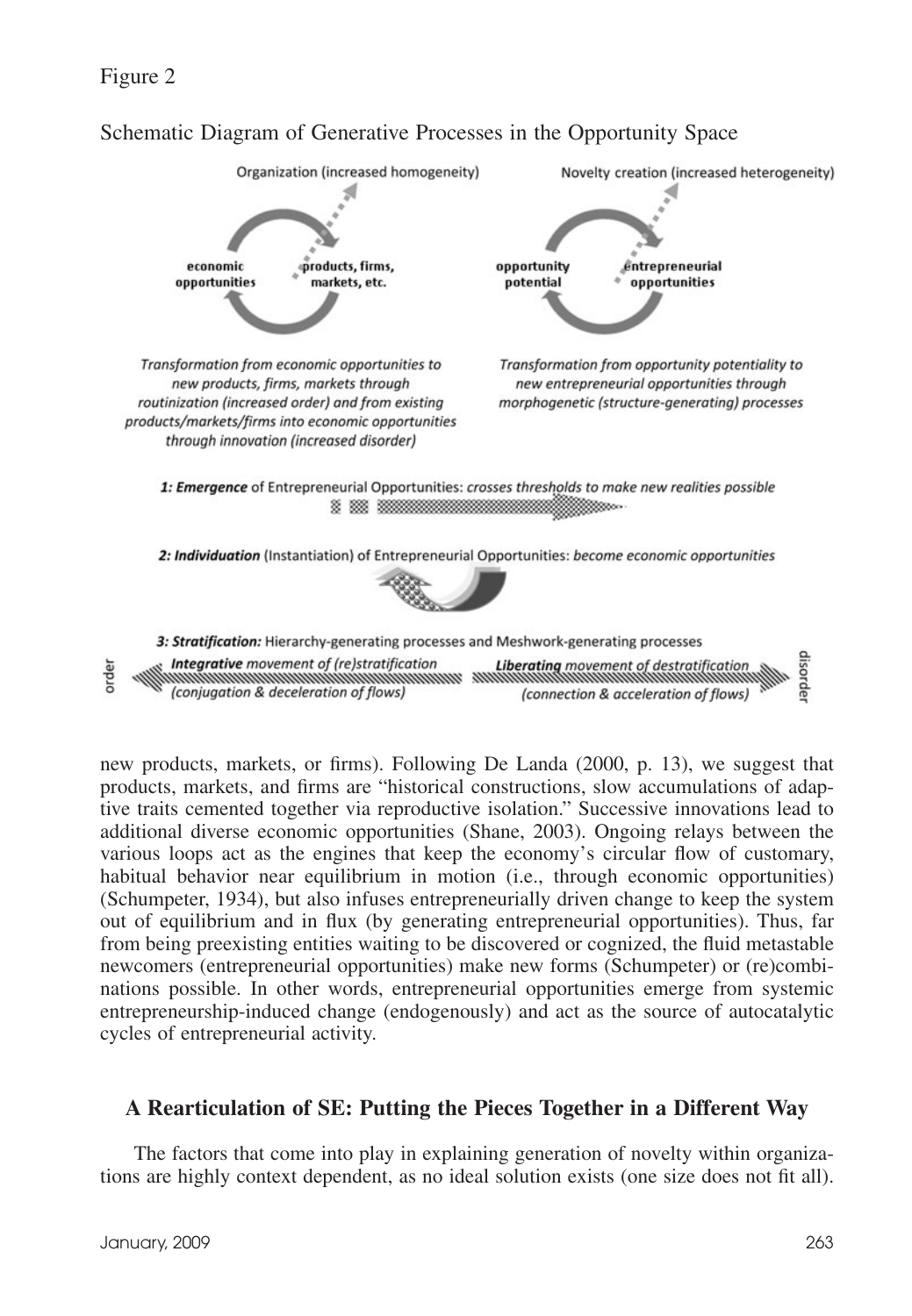Figure 2

Schematic Diagram of Generative Processes in the Opportunity Space

Organization (increased homogeneity)

economic opportunities — products, firms, markets, etc.

*Transformation from economic opportunities to new products, firms, markets through routinization (increased order) and from existing products/markets/firms into economic opportunities through innovation (increased disorder)*

Novelty creation (increased heterogeneity)

opportunity potential — entrepreneurial opportunities

*Transformation from opportunity potentiality to new entrepreneurial opportunities through morphogenetic (structure-generating) processes*

***1: Emergence*** of Entrepreneurial Opportunities: *crosses thresholds to make new realities possible*

***2: Individuation*** (Instantiation) of Entrepreneurial Opportunities: *become economic opportunities*

***3: Stratification:*** Hierarchy-generating processes and Meshwork-generating processes

order — ***Integrative*** *movement of (re)stratification (conjugation & deceleration of flows)* — ***Liberating*** *movement of destratification (connection & acceleration of flows)* — disorder

new products, markets, or firms). Following De Landa (2000, p. 13), we suggest that products, markets, and firms are "historical constructions, slow accumulations of adaptive traits cemented together via reproductive isolation." Successive innovations lead to additional diverse economic opportunities (Shane, 2003). Ongoing relays between the various loops act as the engines that keep the economy's circular flow of customary, habitual behavior near equilibrium in motion (i.e., through economic opportunities) (Schumpeter, 1934), but also infuses entrepreneurially driven change to keep the system out of equilibrium and in flux (by generating entrepreneurial opportunities). Thus, far from being preexisting entities waiting to be discovered or cognized, the fluid metastable newcomers (entrepreneurial opportunities) make new forms (Schumpeter) or (re)combinations possible. In other words, entrepreneurial opportunities emerge from systemic entrepreneurship-induced change (endogenously) and act as the source of autocatalytic cycles of entrepreneurial activity.

## A Rearticulation of SE: Putting the Pieces Together in a Different Way

The factors that come into play in explaining generation of novelty within organizations are highly context dependent, as no ideal solution exists (one size does not fit all).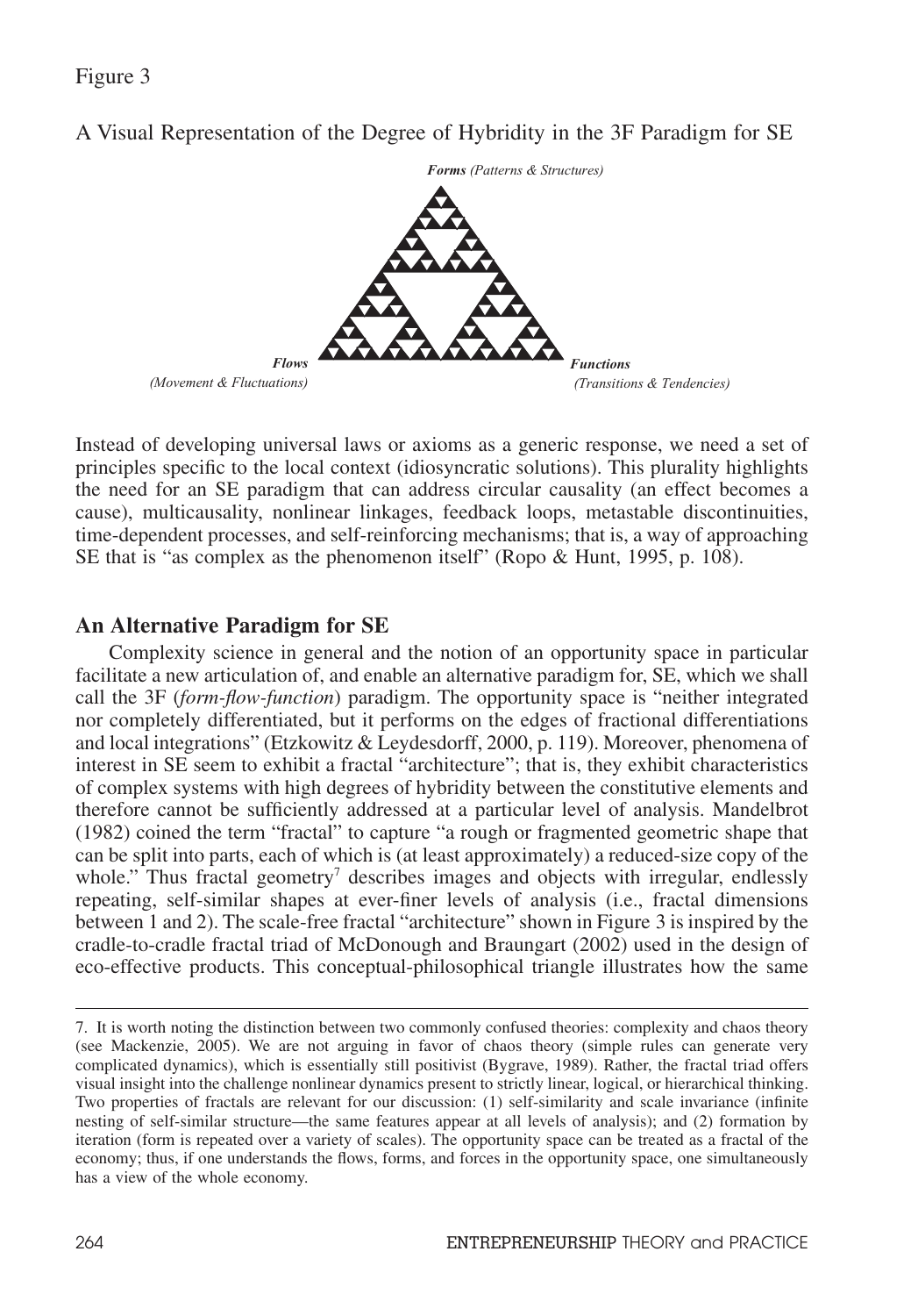Figure 3

A Visual Representation of the Degree of Hybridity in the 3F Paradigm for SE

***Forms** (Patterns & Structures)*

***Flows** (Movement & Fluctuations)*

***Functions** (Transitions & Tendencies)*

Instead of developing universal laws or axioms as a generic response, we need a set of principles specific to the local context (idiosyncratic solutions). This plurality highlights the need for an SE paradigm that can address circular causality (an effect becomes a cause), multicausality, nonlinear linkages, feedback loops, metastable discontinuities, time-dependent processes, and self-reinforcing mechanisms; that is, a way of approaching SE that is "as complex as the phenomenon itself" (Ropo & Hunt, 1995, p. 108).

## An Alternative Paradigm for SE

Complexity science in general and the notion of an opportunity space in particular facilitate a new articulation of, and enable an alternative paradigm for, SE, which we shall call the 3F (*form-flow-function*) paradigm. The opportunity space is "neither integrated nor completely differentiated, but it performs on the edges of fractional differentiations and local integrations" (Etzkowitz & Leydesdorff, 2000, p. 119). Moreover, phenomena of interest in SE seem to exhibit a fractal "architecture"; that is, they exhibit characteristics of complex systems with high degrees of hybridity between the constitutive elements and therefore cannot be sufficiently addressed at a particular level of analysis. Mandelbrot (1982) coined the term "fractal" to capture "a rough or fragmented geometric shape that can be split into parts, each of which is (at least approximately) a reduced-size copy of the whole." Thus fractal geometry[7] describes images and objects with irregular, endlessly repeating, self-similar shapes at ever-finer levels of analysis (i.e., fractal dimensions between 1 and 2). The scale-free fractal "architecture" shown in Figure 3 is inspired by the cradle-to-cradle fractal triad of McDonough and Braungart (2002) used in the design of eco-effective products. This conceptual-philosophical triangle illustrates how the same

---

7. It is worth noting the distinction between two commonly confused theories: complexity and chaos theory (see Mackenzie, 2005). We are not arguing in favor of chaos theory (simple rules can generate very complicated dynamics), which is essentially still positivist (Bygrave, 1989). Rather, the fractal triad offers visual insight into the challenge nonlinear dynamics present to strictly linear, logical, or hierarchical thinking. Two properties of fractals are relevant for our discussion: (1) self-similarity and scale invariance (infinite nesting of self-similar structure—the same features appear at all levels of analysis); and (2) formation by iteration (form is repeated over a variety of scales). The opportunity space can be treated as a fractal of the economy; thus, if one understands the flows, forms, and forces in the opportunity space, one simultaneously has a view of the whole economy.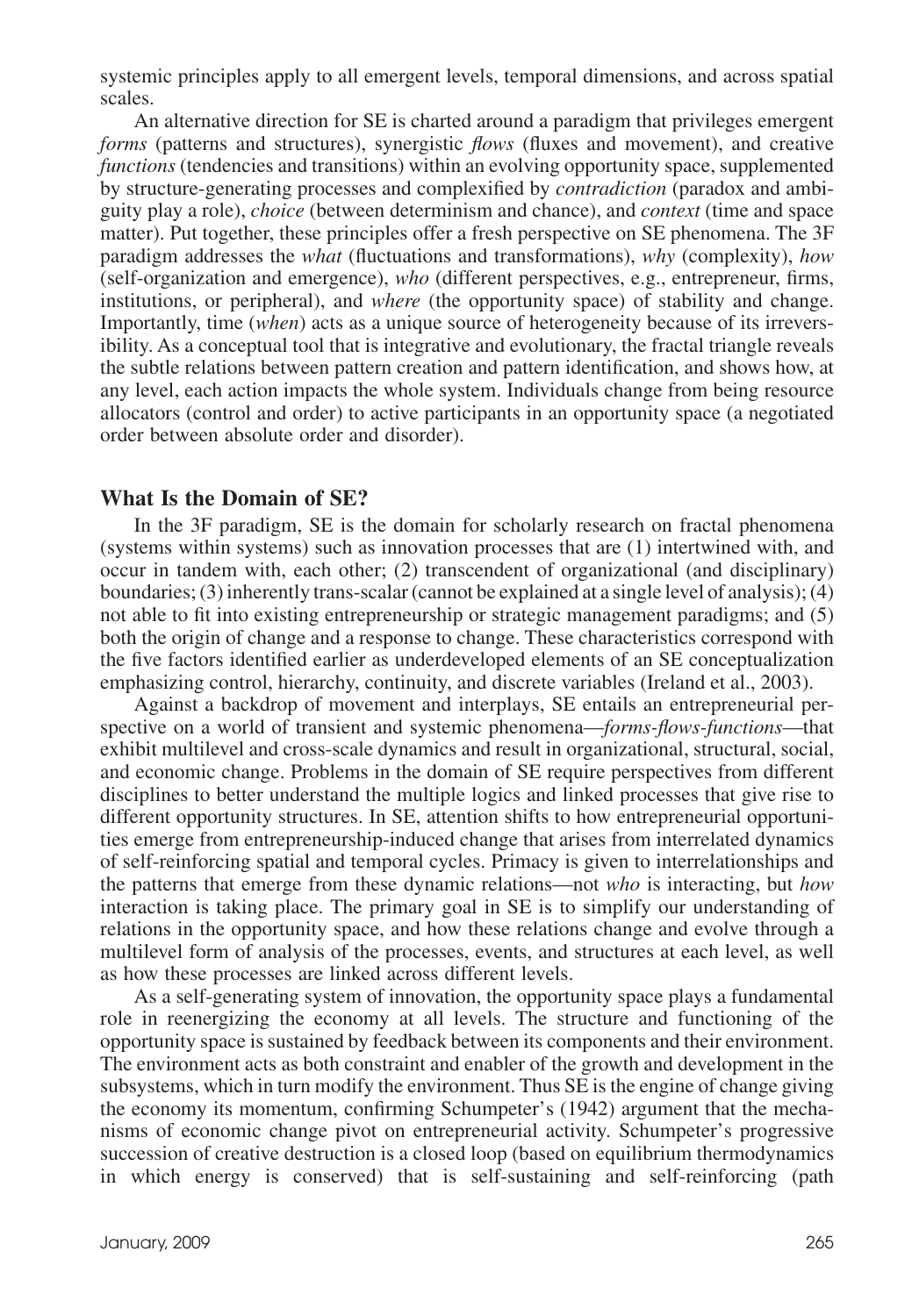systemic principles apply to all emergent levels, temporal dimensions, and across spatial scales.

An alternative direction for SE is charted around a paradigm that privileges emergent *forms* (patterns and structures), synergistic *flows* (fluxes and movement), and creative *functions* (tendencies and transitions) within an evolving opportunity space, supplemented by structure-generating processes and complexified by *contradiction* (paradox and ambiguity play a role), *choice* (between determinism and chance), and *context* (time and space matter). Put together, these principles offer a fresh perspective on SE phenomena. The 3F paradigm addresses the *what* (fluctuations and transformations), *why* (complexity), *how* (self-organization and emergence), *who* (different perspectives, e.g., entrepreneur, firms, institutions, or peripheral), and *where* (the opportunity space) of stability and change. Importantly, time (*when*) acts as a unique source of heterogeneity because of its irreversibility. As a conceptual tool that is integrative and evolutionary, the fractal triangle reveals the subtle relations between pattern creation and pattern identification, and shows how, at any level, each action impacts the whole system. Individuals change from being resource allocators (control and order) to active participants in an opportunity space (a negotiated order between absolute order and disorder).

## What Is the Domain of SE?

In the 3F paradigm, SE is the domain for scholarly research on fractal phenomena (systems within systems) such as innovation processes that are (1) intertwined with, and occur in tandem with, each other; (2) transcendent of organizational (and disciplinary) boundaries; (3) inherently trans-scalar (cannot be explained at a single level of analysis); (4) not able to fit into existing entrepreneurship or strategic management paradigms; and (5) both the origin of change and a response to change. These characteristics correspond with the five factors identified earlier as underdeveloped elements of an SE conceptualization emphasizing control, hierarchy, continuity, and discrete variables (Ireland et al., 2003).

Against a backdrop of movement and interplays, SE entails an entrepreneurial perspective on a world of transient and systemic phenomena—*forms-flows-functions*—that exhibit multilevel and cross-scale dynamics and result in organizational, structural, social, and economic change. Problems in the domain of SE require perspectives from different disciplines to better understand the multiple logics and linked processes that give rise to different opportunity structures. In SE, attention shifts to how entrepreneurial opportunities emerge from entrepreneurship-induced change that arises from interrelated dynamics of self-reinforcing spatial and temporal cycles. Primacy is given to interrelationships and the patterns that emerge from these dynamic relations—not *who* is interacting, but *how* interaction is taking place. The primary goal in SE is to simplify our understanding of relations in the opportunity space, and how these relations change and evolve through a multilevel form of analysis of the processes, events, and structures at each level, as well as how these processes are linked across different levels.

As a self-generating system of innovation, the opportunity space plays a fundamental role in reenergizing the economy at all levels. The structure and functioning of the opportunity space is sustained by feedback between its components and their environment. The environment acts as both constraint and enabler of the growth and development in the subsystems, which in turn modify the environment. Thus SE is the engine of change giving the economy its momentum, confirming Schumpeter's (1942) argument that the mechanisms of economic change pivot on entrepreneurial activity. Schumpeter's progressive succession of creative destruction is a closed loop (based on equilibrium thermodynamics in which energy is conserved) that is self-sustaining and self-reinforcing (path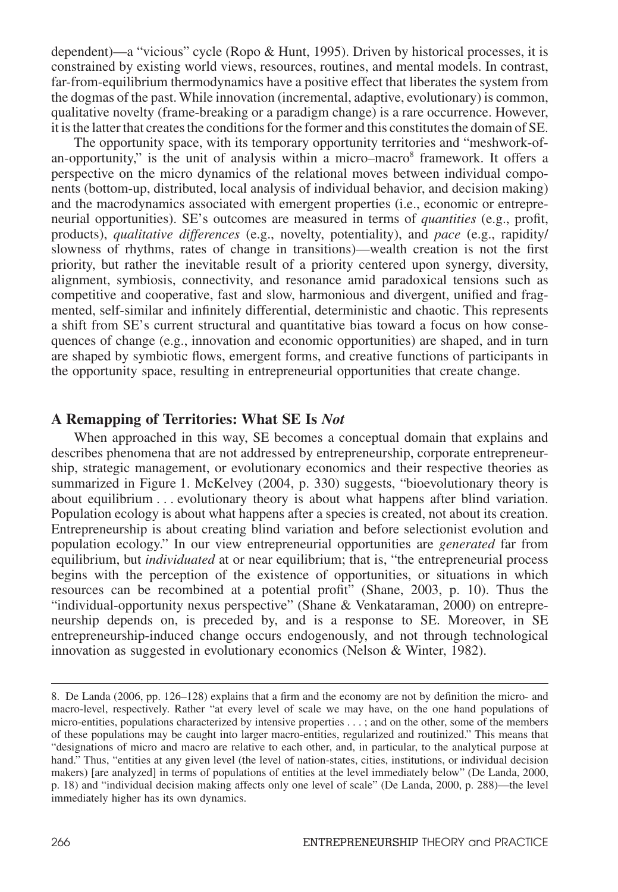dependent)—a "vicious" cycle (Ropo & Hunt, 1995). Driven by historical processes, it is constrained by existing world views, resources, routines, and mental models. In contrast, far-from-equilibrium thermodynamics have a positive effect that liberates the system from the dogmas of the past. While innovation (incremental, adaptive, evolutionary) is common, qualitative novelty (frame-breaking or a paradigm change) is a rare occurrence. However, it is the latter that creates the conditions for the former and this constitutes the domain of SE.

The opportunity space, with its temporary opportunity territories and "meshwork-of-an-opportunity," is the unit of analysis within a micro–macro[8] framework. It offers a perspective on the micro dynamics of the relational moves between individual components (bottom-up, distributed, local analysis of individual behavior, and decision making) and the macrodynamics associated with emergent properties (i.e., economic or entrepreneurial opportunities). SE's outcomes are measured in terms of *quantities* (e.g., profit, products), *qualitative differences* (e.g., novelty, potentiality), and *pace* (e.g., rapidity/slowness of rhythms, rates of change in transitions)—wealth creation is not the first priority, but rather the inevitable result of a priority centered upon synergy, diversity, alignment, symbiosis, connectivity, and resonance amid paradoxical tensions such as competitive and cooperative, fast and slow, harmonious and divergent, unified and fragmented, self-similar and infinitely differential, deterministic and chaotic. This represents a shift from SE's current structural and quantitative bias toward a focus on how consequences of change (e.g., innovation and economic opportunities) are shaped, and in turn are shaped by symbiotic flows, emergent forms, and creative functions of participants in the opportunity space, resulting in entrepreneurial opportunities that create change.

## A Remapping of Territories: What SE Is *Not*

When approached in this way, SE becomes a conceptual domain that explains and describes phenomena that are not addressed by entrepreneurship, corporate entrepreneurship, strategic management, or evolutionary economics and their respective theories as summarized in Figure 1. McKelvey (2004, p. 330) suggests, "bioevolutionary theory is about equilibrium . . . evolutionary theory is about what happens after blind variation. Population ecology is about what happens after a species is created, not about its creation. Entrepreneurship is about creating blind variation and before selectionist evolution and population ecology." In our view entrepreneurial opportunities are *generated* far from equilibrium, but *individuated* at or near equilibrium; that is, "the entrepreneurial process begins with the perception of the existence of opportunities, or situations in which resources can be recombined at a potential profit" (Shane, 2003, p. 10). Thus the "individual-opportunity nexus perspective" (Shane & Venkataraman, 2000) on entrepreneurship depends on, is preceded by, and is a response to SE. Moreover, in SE entrepreneurship-induced change occurs endogenously, and not through technological innovation as suggested in evolutionary economics (Nelson & Winter, 1982).

---

8. De Landa (2006, pp. 126–128) explains that a firm and the economy are not by definition the micro- and macro-level, respectively. Rather "at every level of scale we may have, on the one hand populations of micro-entities, populations characterized by intensive properties . . . ; and on the other, some of the members of these populations may be caught into larger macro-entities, regularized and routinized." This means that "designations of micro and macro are relative to each other, and, in particular, to the analytical purpose at hand." Thus, "entities at any given level (the level of nation-states, cities, institutions, or individual decision makers) [are analyzed] in terms of populations of entities at the level immediately below" (De Landa, 2000, p. 18) and "individual decision making affects only one level of scale" (De Landa, 2000, p. 288)—the level immediately higher has its own dynamics.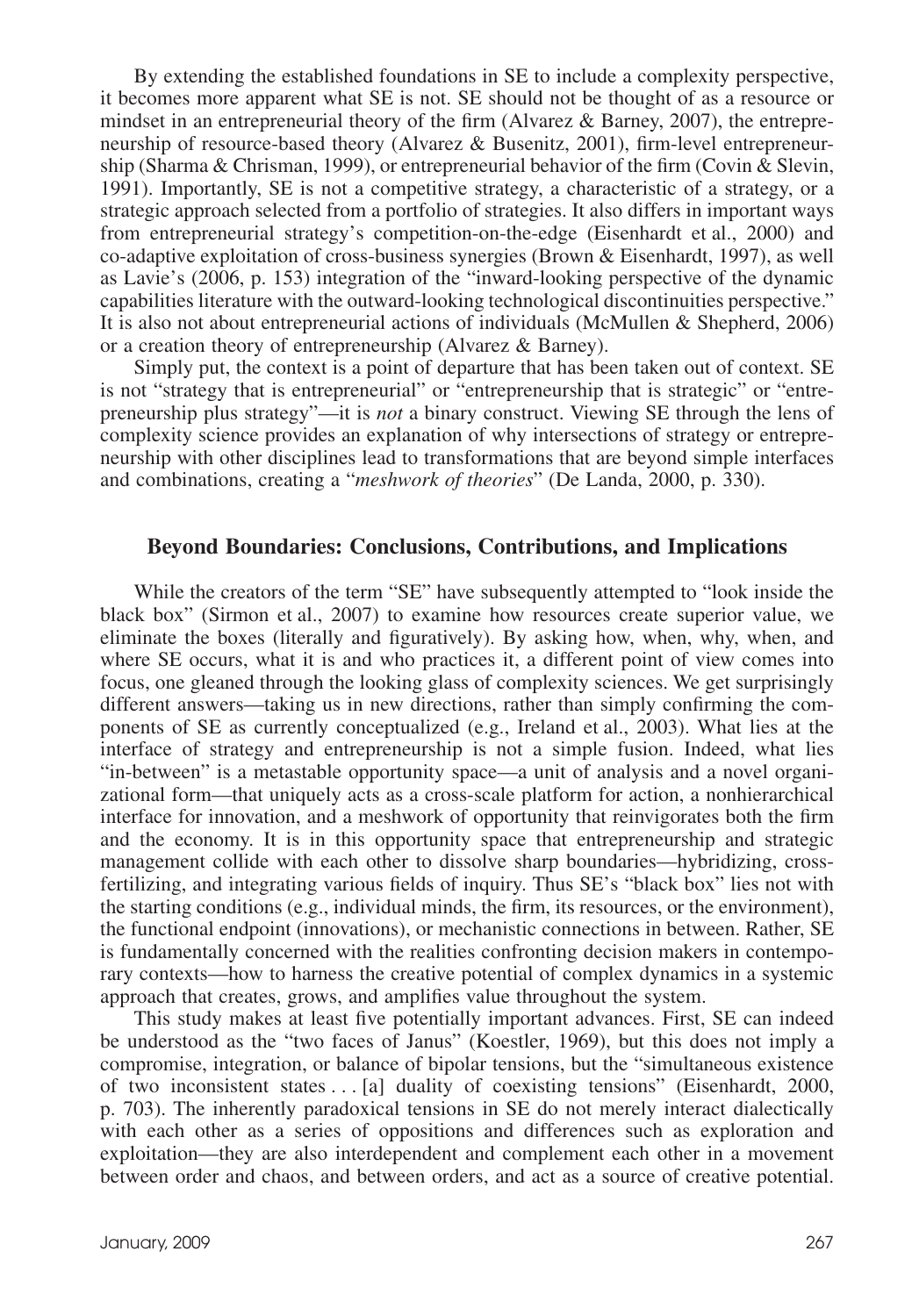By extending the established foundations in SE to include a complexity perspective, it becomes more apparent what SE is not. SE should not be thought of as a resource or mindset in an entrepreneurial theory of the firm (Alvarez & Barney, 2007), the entrepreneurship of resource-based theory (Alvarez & Busenitz, 2001), firm-level entrepreneurship (Sharma & Chrisman, 1999), or entrepreneurial behavior of the firm (Covin & Slevin, 1991). Importantly, SE is not a competitive strategy, a characteristic of a strategy, or a strategic approach selected from a portfolio of strategies. It also differs in important ways from entrepreneurial strategy's competition-on-the-edge (Eisenhardt et al., 2000) and co-adaptive exploitation of cross-business synergies (Brown & Eisenhardt, 1997), as well as Lavie's (2006, p. 153) integration of the "inward-looking perspective of the dynamic capabilities literature with the outward-looking technological discontinuities perspective." It is also not about entrepreneurial actions of individuals (McMullen & Shepherd, 2006) or a creation theory of entrepreneurship (Alvarez & Barney).

Simply put, the context is a point of departure that has been taken out of context. SE is not "strategy that is entrepreneurial" or "entrepreneurship that is strategic" or "entrepreneurship plus strategy"—it is *not* a binary construct. Viewing SE through the lens of complexity science provides an explanation of why intersections of strategy or entrepreneurship with other disciplines lead to transformations that are beyond simple interfaces and combinations, creating a "*meshwork of theories*" (De Landa, 2000, p. 330).

## Beyond Boundaries: Conclusions, Contributions, and Implications

While the creators of the term "SE" have subsequently attempted to "look inside the black box" (Sirmon et al., 2007) to examine how resources create superior value, we eliminate the boxes (literally and figuratively). By asking how, when, why, when, and where SE occurs, what it is and who practices it, a different point of view comes into focus, one gleaned through the looking glass of complexity sciences. We get surprisingly different answers—taking us in new directions, rather than simply confirming the components of SE as currently conceptualized (e.g., Ireland et al., 2003). What lies at the interface of strategy and entrepreneurship is not a simple fusion. Indeed, what lies "in-between" is a metastable opportunity space—a unit of analysis and a novel organizational form—that uniquely acts as a cross-scale platform for action, a nonhierarchical interface for innovation, and a meshwork of opportunity that reinvigorates both the firm and the economy. It is in this opportunity space that entrepreneurship and strategic management collide with each other to dissolve sharp boundaries—hybridizing, cross-fertilizing, and integrating various fields of inquiry. Thus SE's "black box" lies not with the starting conditions (e.g., individual minds, the firm, its resources, or the environment), the functional endpoint (innovations), or mechanistic connections in between. Rather, SE is fundamentally concerned with the realities confronting decision makers in contemporary contexts—how to harness the creative potential of complex dynamics in a systemic approach that creates, grows, and amplifies value throughout the system.

This study makes at least five potentially important advances. First, SE can indeed be understood as the "two faces of Janus" (Koestler, 1969), but this does not imply a compromise, integration, or balance of bipolar tensions, but the "simultaneous existence of two inconsistent states . . . [a] duality of coexisting tensions" (Eisenhardt, 2000, p. 703). The inherently paradoxical tensions in SE do not merely interact dialectically with each other as a series of oppositions and differences such as exploration and exploitation—they are also interdependent and complement each other in a movement between order and chaos, and between orders, and act as a source of creative potential.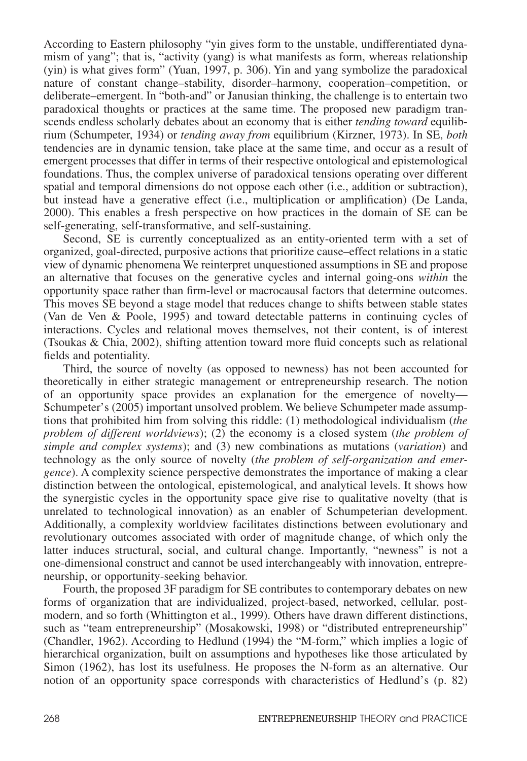According to Eastern philosophy "yin gives form to the unstable, undifferentiated dynamism of yang"; that is, "activity (yang) is what manifests as form, whereas relationship (yin) is what gives form" (Yuan, 1997, p. 306). Yin and yang symbolize the paradoxical nature of constant change–stability, disorder–harmony, cooperation–competition, or deliberate–emergent. In "both-and" or Janusian thinking, the challenge is to entertain two paradoxical thoughts or practices at the same time. The proposed new paradigm transcends endless scholarly debates about an economy that is either *tending toward* equilibrium (Schumpeter, 1934) or *tending away from* equilibrium (Kirzner, 1973). In SE, *both* tendencies are in dynamic tension, take place at the same time, and occur as a result of emergent processes that differ in terms of their respective ontological and epistemological foundations. Thus, the complex universe of paradoxical tensions operating over different spatial and temporal dimensions do not oppose each other (i.e., addition or subtraction), but instead have a generative effect (i.e., multiplication or amplification) (De Landa, 2000). This enables a fresh perspective on how practices in the domain of SE can be self-generating, self-transformative, and self-sustaining.

Second, SE is currently conceptualized as an entity-oriented term with a set of organized, goal-directed, purposive actions that prioritize cause–effect relations in a static view of dynamic phenomena We reinterpret unquestioned assumptions in SE and propose an alternative that focuses on the generative cycles and internal going-ons *within* the opportunity space rather than firm-level or macrocausal factors that determine outcomes. This moves SE beyond a stage model that reduces change to shifts between stable states (Van de Ven & Poole, 1995) and toward detectable patterns in continuing cycles of interactions. Cycles and relational moves themselves, not their content, is of interest (Tsoukas & Chia, 2002), shifting attention toward more fluid concepts such as relational fields and potentiality.

Third, the source of novelty (as opposed to newness) has not been accounted for theoretically in either strategic management or entrepreneurship research. The notion of an opportunity space provides an explanation for the emergence of novelty—Schumpeter's (2005) important unsolved problem. We believe Schumpeter made assumptions that prohibited him from solving this riddle: (1) methodological individualism (*the problem of different worldviews*); (2) the economy is a closed system (*the problem of simple and complex systems*); and (3) new combinations as mutations (*variation*) and technology as the only source of novelty (*the problem of self-organization and emergence*). A complexity science perspective demonstrates the importance of making a clear distinction between the ontological, epistemological, and analytical levels. It shows how the synergistic cycles in the opportunity space give rise to qualitative novelty (that is unrelated to technological innovation) as an enabler of Schumpeterian development. Additionally, a complexity worldview facilitates distinctions between evolutionary and revolutionary outcomes associated with order of magnitude change, of which only the latter induces structural, social, and cultural change. Importantly, "newness" is not a one-dimensional construct and cannot be used interchangeably with innovation, entrepreneurship, or opportunity-seeking behavior.

Fourth, the proposed 3F paradigm for SE contributes to contemporary debates on new forms of organization that are individualized, project-based, networked, cellular, post-modern, and so forth (Whittington et al., 1999). Others have drawn different distinctions, such as "team entrepreneurship" (Mosakowski, 1998) or "distributed entrepreneurship" (Chandler, 1962). According to Hedlund (1994) the "M-form," which implies a logic of hierarchical organization, built on assumptions and hypotheses like those articulated by Simon (1962), has lost its usefulness. He proposes the N-form as an alternative. Our notion of an opportunity space corresponds with characteristics of Hedlund's (p. 82)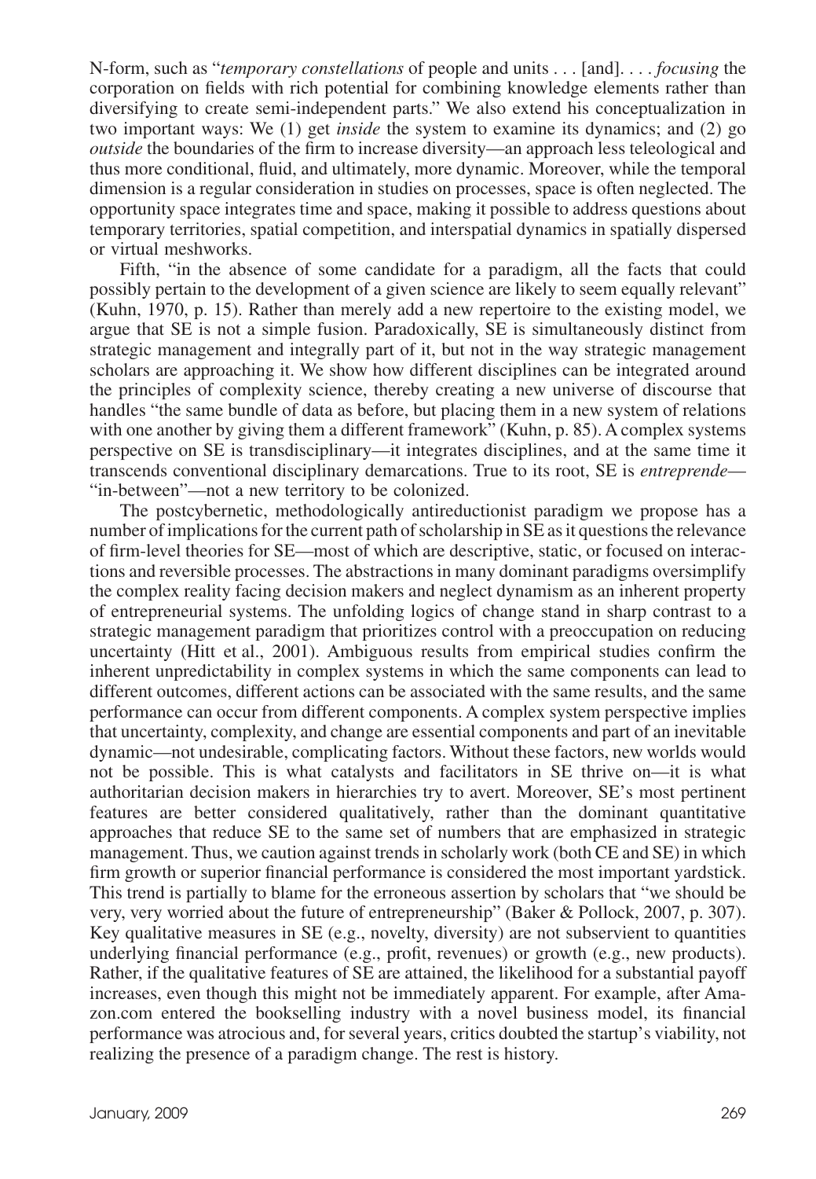N-form, such as "*temporary constellations* of people and units . . . [and]. . . . *focusing* the corporation on fields with rich potential for combining knowledge elements rather than diversifying to create semi-independent parts." We also extend his conceptualization in two important ways: We (1) get *inside* the system to examine its dynamics; and (2) go *outside* the boundaries of the firm to increase diversity—an approach less teleological and thus more conditional, fluid, and ultimately, more dynamic. Moreover, while the temporal dimension is a regular consideration in studies on processes, space is often neglected. The opportunity space integrates time and space, making it possible to address questions about temporary territories, spatial competition, and interspatial dynamics in spatially dispersed or virtual meshworks.

Fifth, "in the absence of some candidate for a paradigm, all the facts that could possibly pertain to the development of a given science are likely to seem equally relevant" (Kuhn, 1970, p. 15). Rather than merely add a new repertoire to the existing model, we argue that SE is not a simple fusion. Paradoxically, SE is simultaneously distinct from strategic management and integrally part of it, but not in the way strategic management scholars are approaching it. We show how different disciplines can be integrated around the principles of complexity science, thereby creating a new universe of discourse that handles "the same bundle of data as before, but placing them in a new system of relations with one another by giving them a different framework" (Kuhn, p. 85). A complex systems perspective on SE is transdisciplinary—it integrates disciplines, and at the same time it transcends conventional disciplinary demarcations. True to its root, SE is *entreprende*—"in-between"—not a new territory to be colonized.

The postcybernetic, methodologically antireductionist paradigm we propose has a number of implications for the current path of scholarship in SE as it questions the relevance of firm-level theories for SE—most of which are descriptive, static, or focused on interactions and reversible processes. The abstractions in many dominant paradigms oversimplify the complex reality facing decision makers and neglect dynamism as an inherent property of entrepreneurial systems. The unfolding logics of change stand in sharp contrast to a strategic management paradigm that prioritizes control with a preoccupation on reducing uncertainty (Hitt et al., 2001). Ambiguous results from empirical studies confirm the inherent unpredictability in complex systems in which the same components can lead to different outcomes, different actions can be associated with the same results, and the same performance can occur from different components. A complex system perspective implies that uncertainty, complexity, and change are essential components and part of an inevitable dynamic—not undesirable, complicating factors. Without these factors, new worlds would not be possible. This is what catalysts and facilitators in SE thrive on—it is what authoritarian decision makers in hierarchies try to avert. Moreover, SE's most pertinent features are better considered qualitatively, rather than the dominant quantitative approaches that reduce SE to the same set of numbers that are emphasized in strategic management. Thus, we caution against trends in scholarly work (both CE and SE) in which firm growth or superior financial performance is considered the most important yardstick. This trend is partially to blame for the erroneous assertion by scholars that "we should be very, very worried about the future of entrepreneurship" (Baker & Pollock, 2007, p. 307). Key qualitative measures in SE (e.g., novelty, diversity) are not subservient to quantities underlying financial performance (e.g., profit, revenues) or growth (e.g., new products). Rather, if the qualitative features of SE are attained, the likelihood for a substantial payoff increases, even though this might not be immediately apparent. For example, after Amazon.com entered the bookselling industry with a novel business model, its financial performance was atrocious and, for several years, critics doubted the startup's viability, not realizing the presence of a paradigm change. The rest is history.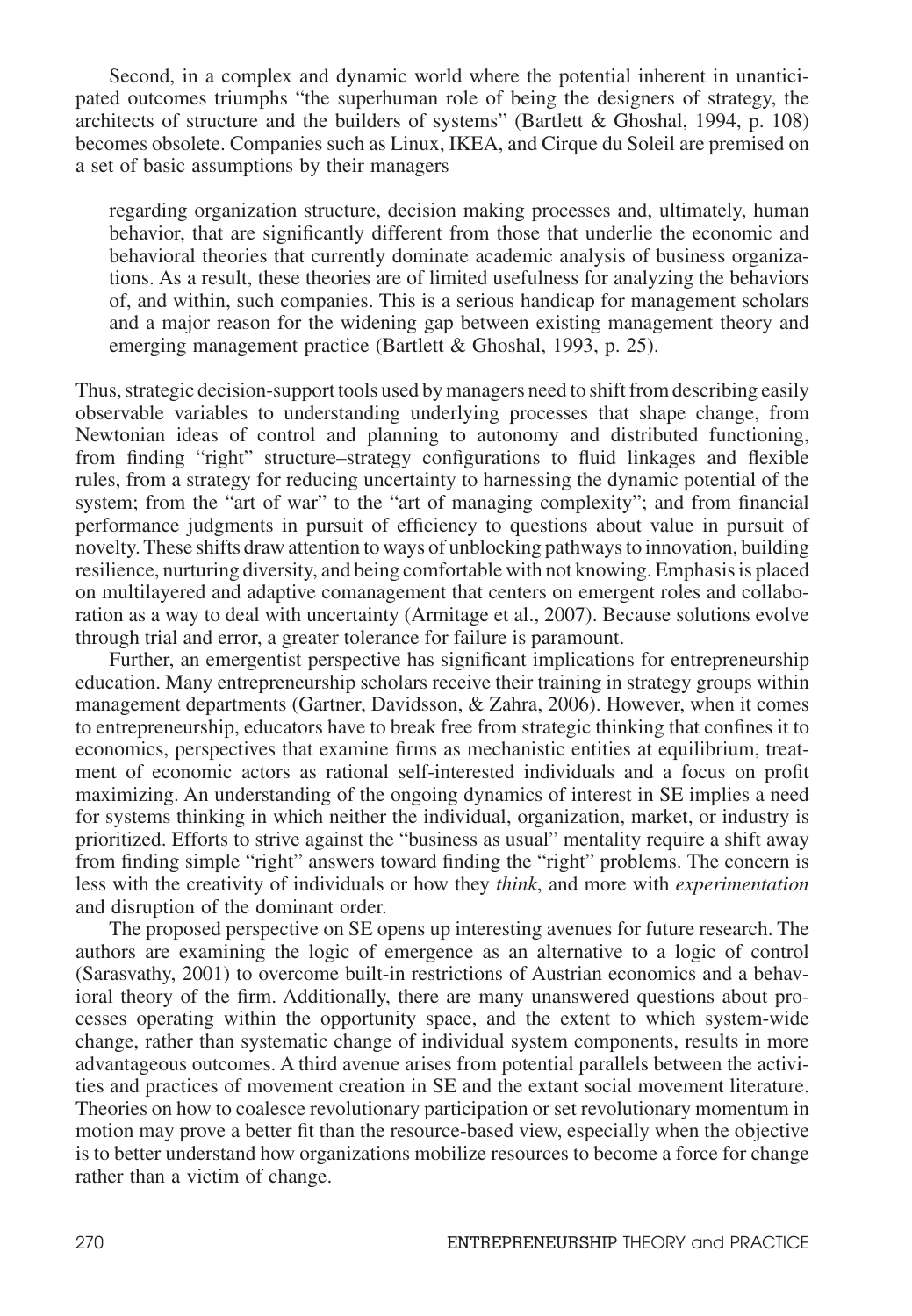Second, in a complex and dynamic world where the potential inherent in unanticipated outcomes triumphs "the superhuman role of being the designers of strategy, the architects of structure and the builders of systems" (Bartlett & Ghoshal, 1994, p. 108) becomes obsolete. Companies such as Linux, IKEA, and Cirque du Soleil are premised on a set of basic assumptions by their managers

> regarding organization structure, decision making processes and, ultimately, human behavior, that are significantly different from those that underlie the economic and behavioral theories that currently dominate academic analysis of business organizations. As a result, these theories are of limited usefulness for analyzing the behaviors of, and within, such companies. This is a serious handicap for management scholars and a major reason for the widening gap between existing management theory and emerging management practice (Bartlett & Ghoshal, 1993, p. 25).

Thus, strategic decision-support tools used by managers need to shift from describing easily observable variables to understanding underlying processes that shape change, from Newtonian ideas of control and planning to autonomy and distributed functioning, from finding "right" structure–strategy configurations to fluid linkages and flexible rules, from a strategy for reducing uncertainty to harnessing the dynamic potential of the system; from the "art of war" to the "art of managing complexity"; and from financial performance judgments in pursuit of efficiency to questions about value in pursuit of novelty. These shifts draw attention to ways of unblocking pathways to innovation, building resilience, nurturing diversity, and being comfortable with not knowing. Emphasis is placed on multilayered and adaptive comanagement that centers on emergent roles and collaboration as a way to deal with uncertainty (Armitage et al., 2007). Because solutions evolve through trial and error, a greater tolerance for failure is paramount.

Further, an emergentist perspective has significant implications for entrepreneurship education. Many entrepreneurship scholars receive their training in strategy groups within management departments (Gartner, Davidsson, & Zahra, 2006). However, when it comes to entrepreneurship, educators have to break free from strategic thinking that confines it to economics, perspectives that examine firms as mechanistic entities at equilibrium, treatment of economic actors as rational self-interested individuals and a focus on profit maximizing. An understanding of the ongoing dynamics of interest in SE implies a need for systems thinking in which neither the individual, organization, market, or industry is prioritized. Efforts to strive against the "business as usual" mentality require a shift away from finding simple "right" answers toward finding the "right" problems. The concern is less with the creativity of individuals or how they *think*, and more with *experimentation* and disruption of the dominant order.

The proposed perspective on SE opens up interesting avenues for future research. The authors are examining the logic of emergence as an alternative to a logic of control (Sarasvathy, 2001) to overcome built-in restrictions of Austrian economics and a behavioral theory of the firm. Additionally, there are many unanswered questions about processes operating within the opportunity space, and the extent to which system-wide change, rather than systematic change of individual system components, results in more advantageous outcomes. A third avenue arises from potential parallels between the activities and practices of movement creation in SE and the extant social movement literature. Theories on how to coalesce revolutionary participation or set revolutionary momentum in motion may prove a better fit than the resource-based view, especially when the objective is to better understand how organizations mobilize resources to become a force for change rather than a victim of change.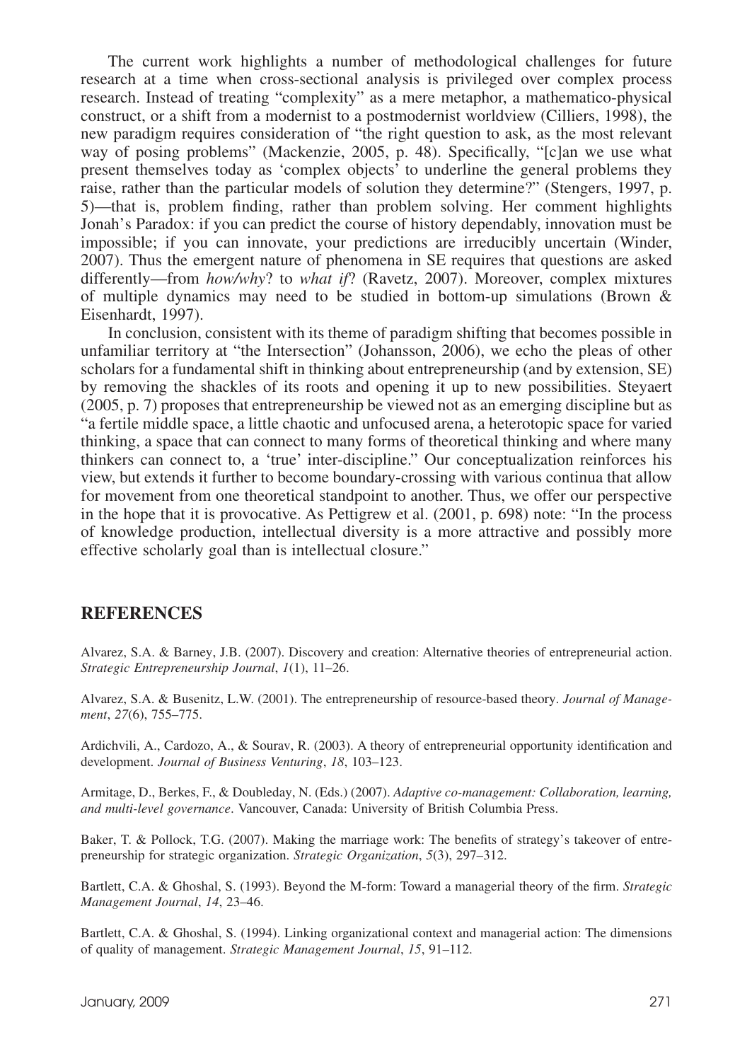The current work highlights a number of methodological challenges for future research at a time when cross-sectional analysis is privileged over complex process research. Instead of treating "complexity" as a mere metaphor, a mathematico-physical construct, or a shift from a modernist to a postmodernist worldview (Cilliers, 1998), the new paradigm requires consideration of "the right question to ask, as the most relevant way of posing problems" (Mackenzie, 2005, p. 48). Specifically, "[c]an we use what present themselves today as 'complex objects' to underline the general problems they raise, rather than the particular models of solution they determine?" (Stengers, 1997, p. 5)—that is, problem finding, rather than problem solving. Her comment highlights Jonah's Paradox: if you can predict the course of history dependably, innovation must be impossible; if you can innovate, your predictions are irreducibly uncertain (Winder, 2007). Thus the emergent nature of phenomena in SE requires that questions are asked differently—from *how/why*? to *what if*? (Ravetz, 2007). Moreover, complex mixtures of multiple dynamics may need to be studied in bottom-up simulations (Brown & Eisenhardt, 1997).

In conclusion, consistent with its theme of paradigm shifting that becomes possible in unfamiliar territory at "the Intersection" (Johansson, 2006), we echo the pleas of other scholars for a fundamental shift in thinking about entrepreneurship (and by extension, SE) by removing the shackles of its roots and opening it up to new possibilities. Steyaert (2005, p. 7) proposes that entrepreneurship be viewed not as an emerging discipline but as "a fertile middle space, a little chaotic and unfocused arena, a heterotopic space for varied thinking, a space that can connect to many forms of theoretical thinking and where many thinkers can connect to, a 'true' inter-discipline." Our conceptualization reinforces his view, but extends it further to become boundary-crossing with various continua that allow for movement from one theoretical standpoint to another. Thus, we offer our perspective in the hope that it is provocative. As Pettigrew et al. (2001, p. 698) note: "In the process of knowledge production, intellectual diversity is a more attractive and possibly more effective scholarly goal than is intellectual closure."

## REFERENCES

Alvarez, S.A. & Barney, J.B. (2007). Discovery and creation: Alternative theories of entrepreneurial action. *Strategic Entrepreneurship Journal*, *1*(1), 11–26.

Alvarez, S.A. & Busenitz, L.W. (2001). The entrepreneurship of resource-based theory. *Journal of Management*, *27*(6), 755–775.

Ardichvili, A., Cardozo, A., & Sourav, R. (2003). A theory of entrepreneurial opportunity identification and development. *Journal of Business Venturing*, *18*, 103–123.

Armitage, D., Berkes, F., & Doubleday, N. (Eds.) (2007). *Adaptive co-management: Collaboration, learning, and multi-level governance*. Vancouver, Canada: University of British Columbia Press.

Baker, T. & Pollock, T.G. (2007). Making the marriage work: The benefits of strategy's takeover of entrepreneurship for strategic organization. *Strategic Organization*, *5*(3), 297–312.

Bartlett, C.A. & Ghoshal, S. (1993). Beyond the M-form: Toward a managerial theory of the firm. *Strategic Management Journal*, *14*, 23–46.

Bartlett, C.A. & Ghoshal, S. (1994). Linking organizational context and managerial action: The dimensions of quality of management. *Strategic Management Journal*, *15*, 91–112.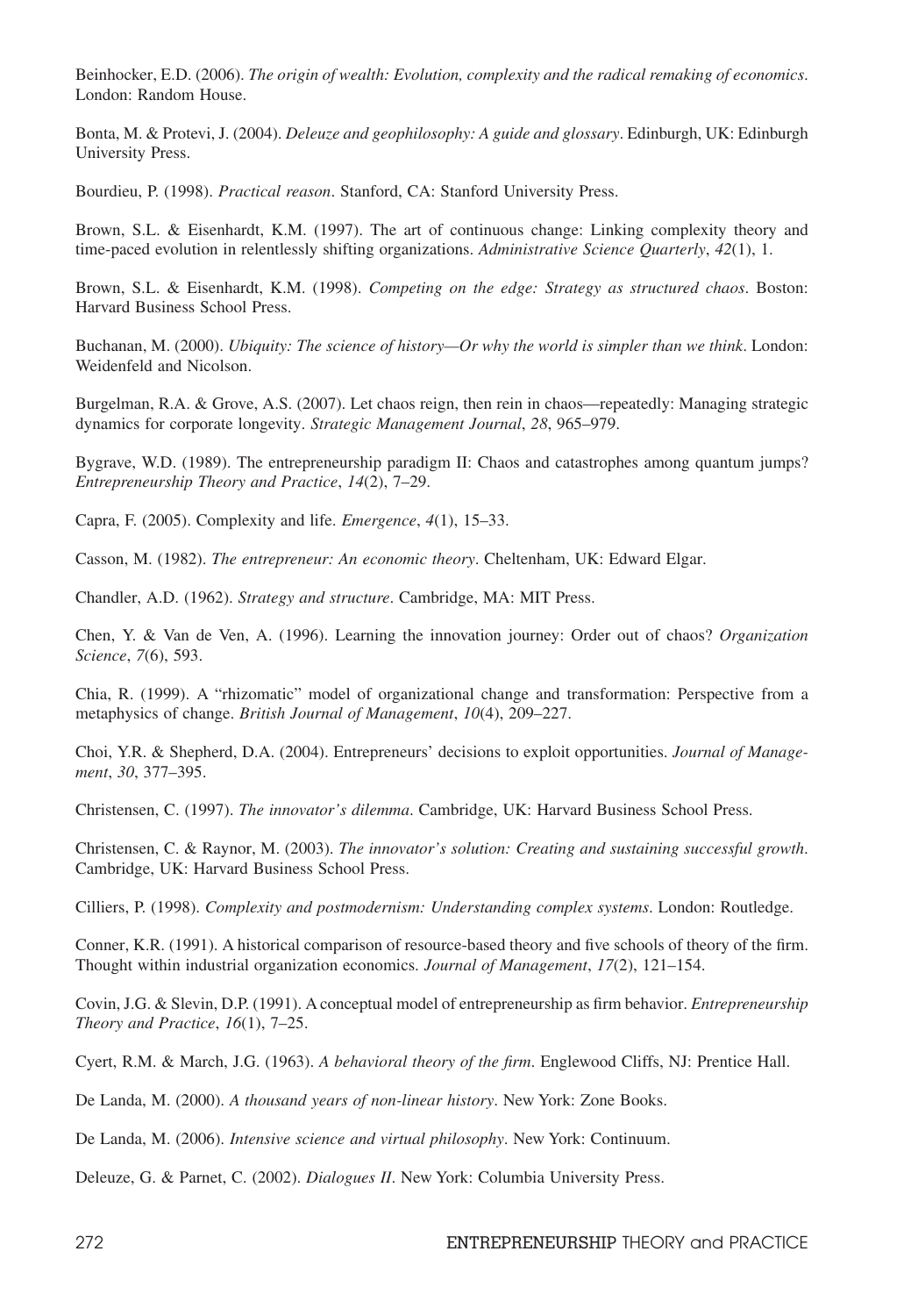Beinhocker, E.D. (2006). *The origin of wealth: Evolution, complexity and the radical remaking of economics*. London: Random House.

Bonta, M. & Protevi, J. (2004). *Deleuze and geophilosophy: A guide and glossary*. Edinburgh, UK: Edinburgh University Press.

Bourdieu, P. (1998). *Practical reason*. Stanford, CA: Stanford University Press.

Brown, S.L. & Eisenhardt, K.M. (1997). The art of continuous change: Linking complexity theory and time-paced evolution in relentlessly shifting organizations. *Administrative Science Quarterly*, *42*(1), 1.

Brown, S.L. & Eisenhardt, K.M. (1998). *Competing on the edge: Strategy as structured chaos*. Boston: Harvard Business School Press.

Buchanan, M. (2000). *Ubiquity: The science of history—Or why the world is simpler than we think*. London: Weidenfeld and Nicolson.

Burgelman, R.A. & Grove, A.S. (2007). Let chaos reign, then rein in chaos—repeatedly: Managing strategic dynamics for corporate longevity. *Strategic Management Journal*, *28*, 965–979.

Bygrave, W.D. (1989). The entrepreneurship paradigm II: Chaos and catastrophes among quantum jumps? *Entrepreneurship Theory and Practice*, *14*(2), 7–29.

Capra, F. (2005). Complexity and life. *Emergence*, *4*(1), 15–33.

Casson, M. (1982). *The entrepreneur: An economic theory*. Cheltenham, UK: Edward Elgar.

Chandler, A.D. (1962). *Strategy and structure*. Cambridge, MA: MIT Press.

Chen, Y. & Van de Ven, A. (1996). Learning the innovation journey: Order out of chaos? *Organization Science*, *7*(6), 593.

Chia, R. (1999). A "rhizomatic" model of organizational change and transformation: Perspective from a metaphysics of change. *British Journal of Management*, *10*(4), 209–227.

Choi, Y.R. & Shepherd, D.A. (2004). Entrepreneurs' decisions to exploit opportunities. *Journal of Management*, *30*, 377–395.

Christensen, C. (1997). *The innovator's dilemma*. Cambridge, UK: Harvard Business School Press.

Christensen, C. & Raynor, M. (2003). *The innovator's solution: Creating and sustaining successful growth*. Cambridge, UK: Harvard Business School Press.

Cilliers, P. (1998). *Complexity and postmodernism: Understanding complex systems*. London: Routledge.

Conner, K.R. (1991). A historical comparison of resource-based theory and five schools of theory of the firm. Thought within industrial organization economics. *Journal of Management*, *17*(2), 121–154.

Covin, J.G. & Slevin, D.P. (1991). A conceptual model of entrepreneurship as firm behavior. *Entrepreneurship Theory and Practice*, *16*(1), 7–25.

Cyert, R.M. & March, J.G. (1963). *A behavioral theory of the firm*. Englewood Cliffs, NJ: Prentice Hall.

De Landa, M. (2000). *A thousand years of non-linear history*. New York: Zone Books.

De Landa, M. (2006). *Intensive science and virtual philosophy*. New York: Continuum.

Deleuze, G. & Parnet, C. (2002). *Dialogues II*. New York: Columbia University Press.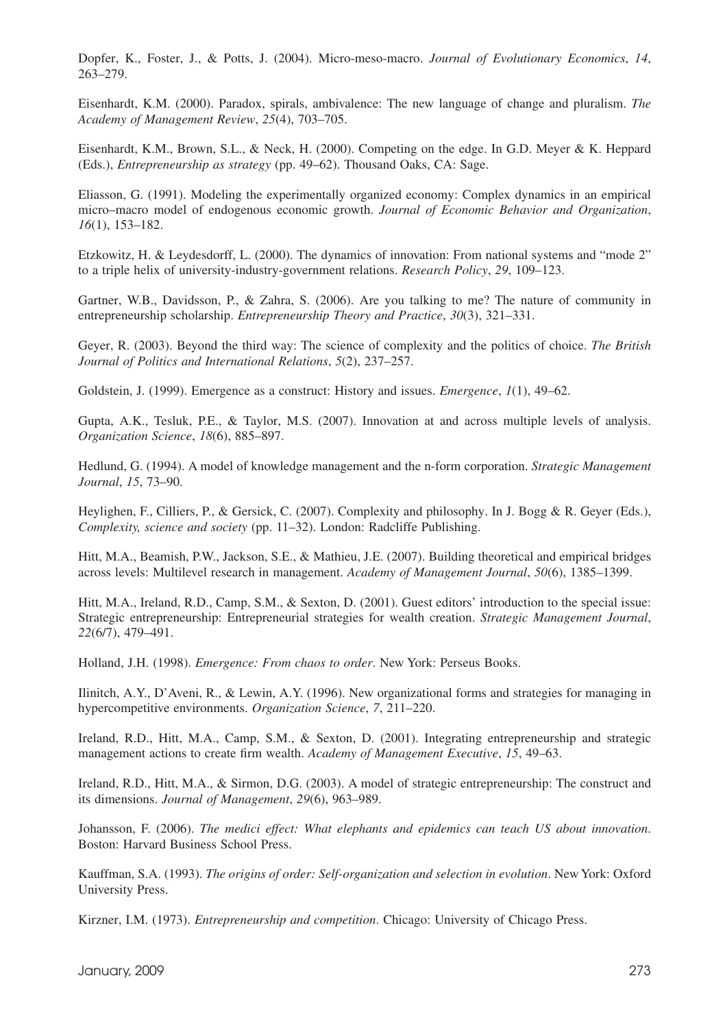Dopfer, K., Foster, J., & Potts, J. (2004). Micro-meso-macro. *Journal of Evolutionary Economics*, *14*, 263–279.

Eisenhardt, K.M. (2000). Paradox, spirals, ambivalence: The new language of change and pluralism. *The Academy of Management Review*, *25*(4), 703–705.

Eisenhardt, K.M., Brown, S.L., & Neck, H. (2000). Competing on the edge. In G.D. Meyer & K. Heppard (Eds.), *Entrepreneurship as strategy* (pp. 49–62). Thousand Oaks, CA: Sage.

Eliasson, G. (1991). Modeling the experimentally organized economy: Complex dynamics in an empirical micro–macro model of endogenous economic growth. *Journal of Economic Behavior and Organization*, *16*(1), 153–182.

Etzkowitz, H. & Leydesdorff, L. (2000). The dynamics of innovation: From national systems and "mode 2" to a triple helix of university-industry-government relations. *Research Policy*, *29*, 109–123.

Gartner, W.B., Davidsson, P., & Zahra, S. (2006). Are you talking to me? The nature of community in entrepreneurship scholarship. *Entrepreneurship Theory and Practice*, *30*(3), 321–331.

Geyer, R. (2003). Beyond the third way: The science of complexity and the politics of choice. *The British Journal of Politics and International Relations*, *5*(2), 237–257.

Goldstein, J. (1999). Emergence as a construct: History and issues. *Emergence*, *1*(1), 49–62.

Gupta, A.K., Tesluk, P.E., & Taylor, M.S. (2007). Innovation at and across multiple levels of analysis. *Organization Science*, *18*(6), 885–897.

Hedlund, G. (1994). A model of knowledge management and the n-form corporation. *Strategic Management Journal*, *15*, 73–90.

Heylighen, F., Cilliers, P., & Gersick, C. (2007). Complexity and philosophy. In J. Bogg & R. Geyer (Eds.), *Complexity, science and society* (pp. 11–32). London: Radcliffe Publishing.

Hitt, M.A., Beamish, P.W., Jackson, S.E., & Mathieu, J.E. (2007). Building theoretical and empirical bridges across levels: Multilevel research in management. *Academy of Management Journal*, *50*(6), 1385–1399.

Hitt, M.A., Ireland, R.D., Camp, S.M., & Sexton, D. (2001). Guest editors' introduction to the special issue: Strategic entrepreneurship: Entrepreneurial strategies for wealth creation. *Strategic Management Journal*, *22*(6/7), 479–491.

Holland, J.H. (1998). *Emergence: From chaos to order*. New York: Perseus Books.

Ilinitch, A.Y., D'Aveni, R., & Lewin, A.Y. (1996). New organizational forms and strategies for managing in hypercompetitive environments. *Organization Science*, *7*, 211–220.

Ireland, R.D., Hitt, M.A., Camp, S.M., & Sexton, D. (2001). Integrating entrepreneurship and strategic management actions to create firm wealth. *Academy of Management Executive*, *15*, 49–63.

Ireland, R.D., Hitt, M.A., & Sirmon, D.G. (2003). A model of strategic entrepreneurship: The construct and its dimensions. *Journal of Management*, *29*(6), 963–989.

Johansson, F. (2006). *The medici effect: What elephants and epidemics can teach US about innovation*. Boston: Harvard Business School Press.

Kauffman, S.A. (1993). *The origins of order: Self-organization and selection in evolution*. New York: Oxford University Press.

Kirzner, I.M. (1973). *Entrepreneurship and competition*. Chicago: University of Chicago Press.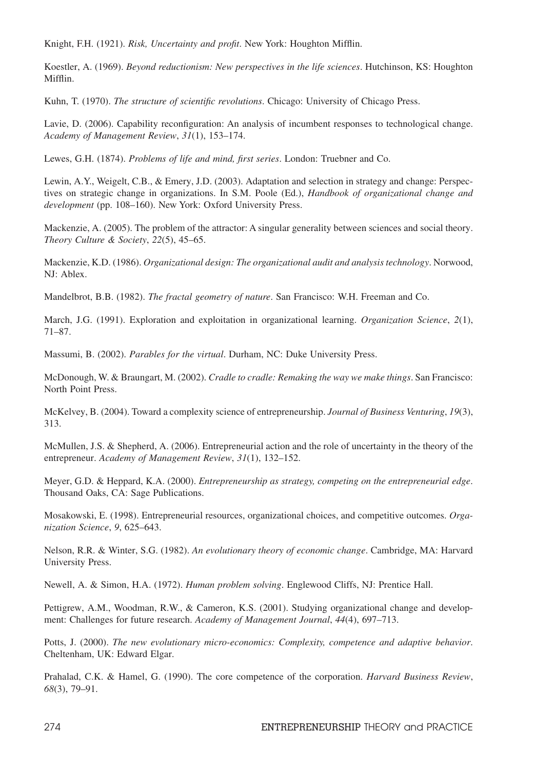Knight, F.H. (1921). *Risk, Uncertainty and profit*. New York: Houghton Mifflin.

Koestler, A. (1969). *Beyond reductionism: New perspectives in the life sciences*. Hutchinson, KS: Houghton Mifflin.

Kuhn, T. (1970). *The structure of scientific revolutions*. Chicago: University of Chicago Press.

Lavie, D. (2006). Capability reconfiguration: An analysis of incumbent responses to technological change. *Academy of Management Review*, *31*(1), 153–174.

Lewes, G.H. (1874). *Problems of life and mind, first series*. London: Truebner and Co.

Lewin, A.Y., Weigelt, C.B., & Emery, J.D. (2003). Adaptation and selection in strategy and change: Perspectives on strategic change in organizations. In S.M. Poole (Ed.), *Handbook of organizational change and development* (pp. 108–160). New York: Oxford University Press.

Mackenzie, A. (2005). The problem of the attractor: A singular generality between sciences and social theory. *Theory Culture & Society*, *22*(5), 45–65.

Mackenzie, K.D. (1986). *Organizational design: The organizational audit and analysis technology*. Norwood, NJ: Ablex.

Mandelbrot, B.B. (1982). *The fractal geometry of nature*. San Francisco: W.H. Freeman and Co.

March, J.G. (1991). Exploration and exploitation in organizational learning. *Organization Science*, *2*(1), 71–87.

Massumi, B. (2002). *Parables for the virtual*. Durham, NC: Duke University Press.

McDonough, W. & Braungart, M. (2002). *Cradle to cradle: Remaking the way we make things*. San Francisco: North Point Press.

McKelvey, B. (2004). Toward a complexity science of entrepreneurship. *Journal of Business Venturing*, *19*(3), 313.

McMullen, J.S. & Shepherd, A. (2006). Entrepreneurial action and the role of uncertainty in the theory of the entrepreneur. *Academy of Management Review*, *31*(1), 132–152.

Meyer, G.D. & Heppard, K.A. (2000). *Entrepreneurship as strategy, competing on the entrepreneurial edge*. Thousand Oaks, CA: Sage Publications.

Mosakowski, E. (1998). Entrepreneurial resources, organizational choices, and competitive outcomes. *Organization Science*, *9*, 625–643.

Nelson, R.R. & Winter, S.G. (1982). *An evolutionary theory of economic change*. Cambridge, MA: Harvard University Press.

Newell, A. & Simon, H.A. (1972). *Human problem solving*. Englewood Cliffs, NJ: Prentice Hall.

Pettigrew, A.M., Woodman, R.W., & Cameron, K.S. (2001). Studying organizational change and development: Challenges for future research. *Academy of Management Journal*, *44*(4), 697–713.

Potts, J. (2000). *The new evolutionary micro-economics: Complexity, competence and adaptive behavior*. Cheltenham, UK: Edward Elgar.

Prahalad, C.K. & Hamel, G. (1990). The core competence of the corporation. *Harvard Business Review*, *68*(3), 79–91.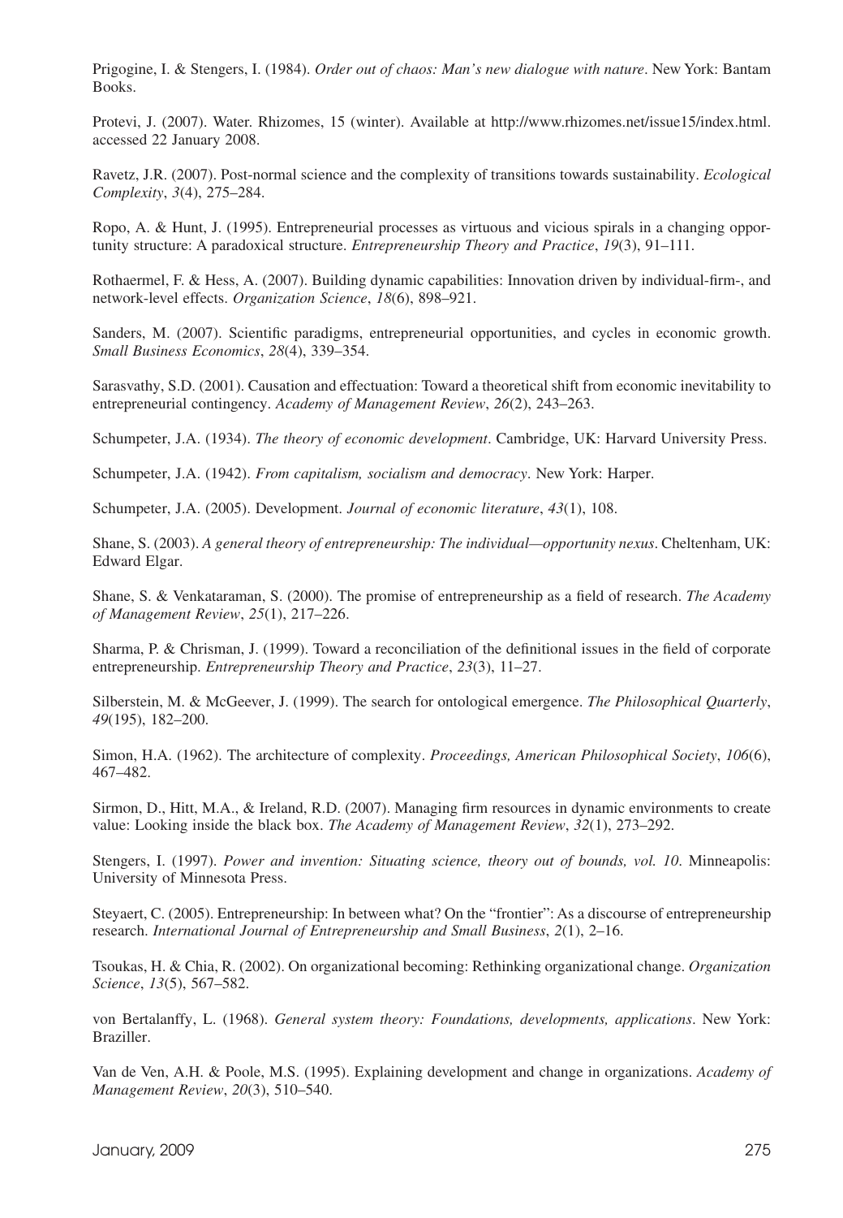Prigogine, I. & Stengers, I. (1984). *Order out of chaos: Man's new dialogue with nature*. New York: Bantam Books.

Protevi, J. (2007). Water. Rhizomes, 15 (winter). Available at http://www.rhizomes.net/issue15/index.html. accessed 22 January 2008.

Ravetz, J.R. (2007). Post-normal science and the complexity of transitions towards sustainability. *Ecological Complexity*, *3*(4), 275–284.

Ropo, A. & Hunt, J. (1995). Entrepreneurial processes as virtuous and vicious spirals in a changing opportunity structure: A paradoxical structure. *Entrepreneurship Theory and Practice*, *19*(3), 91–111.

Rothaermel, F. & Hess, A. (2007). Building dynamic capabilities: Innovation driven by individual-firm-, and network-level effects. *Organization Science*, *18*(6), 898–921.

Sanders, M. (2007). Scientific paradigms, entrepreneurial opportunities, and cycles in economic growth. *Small Business Economics*, *28*(4), 339–354.

Sarasvathy, S.D. (2001). Causation and effectuation: Toward a theoretical shift from economic inevitability to entrepreneurial contingency. *Academy of Management Review*, *26*(2), 243–263.

Schumpeter, J.A. (1934). *The theory of economic development*. Cambridge, UK: Harvard University Press.

Schumpeter, J.A. (1942). *From capitalism, socialism and democracy*. New York: Harper.

Schumpeter, J.A. (2005). Development. *Journal of economic literature*, *43*(1), 108.

Shane, S. (2003). *A general theory of entrepreneurship: The individual—opportunity nexus*. Cheltenham, UK: Edward Elgar.

Shane, S. & Venkataraman, S. (2000). The promise of entrepreneurship as a field of research. *The Academy of Management Review*, *25*(1), 217–226.

Sharma, P. & Chrisman, J. (1999). Toward a reconciliation of the definitional issues in the field of corporate entrepreneurship. *Entrepreneurship Theory and Practice*, *23*(3), 11–27.

Silberstein, M. & McGeever, J. (1999). The search for ontological emergence. *The Philosophical Quarterly*, *49*(195), 182–200.

Simon, H.A. (1962). The architecture of complexity. *Proceedings, American Philosophical Society*, *106*(6), 467–482.

Sirmon, D., Hitt, M.A., & Ireland, R.D. (2007). Managing firm resources in dynamic environments to create value: Looking inside the black box. *The Academy of Management Review*, *32*(1), 273–292.

Stengers, I. (1997). *Power and invention: Situating science, theory out of bounds, vol. 10*. Minneapolis: University of Minnesota Press.

Steyaert, C. (2005). Entrepreneurship: In between what? On the "frontier": As a discourse of entrepreneurship research. *International Journal of Entrepreneurship and Small Business*, *2*(1), 2–16.

Tsoukas, H. & Chia, R. (2002). On organizational becoming: Rethinking organizational change. *Organization Science*, *13*(5), 567–582.

von Bertalanffy, L. (1968). *General system theory: Foundations, developments, applications*. New York: Braziller.

Van de Ven, A.H. & Poole, M.S. (1995). Explaining development and change in organizations. *Academy of Management Review*, *20*(3), 510–540.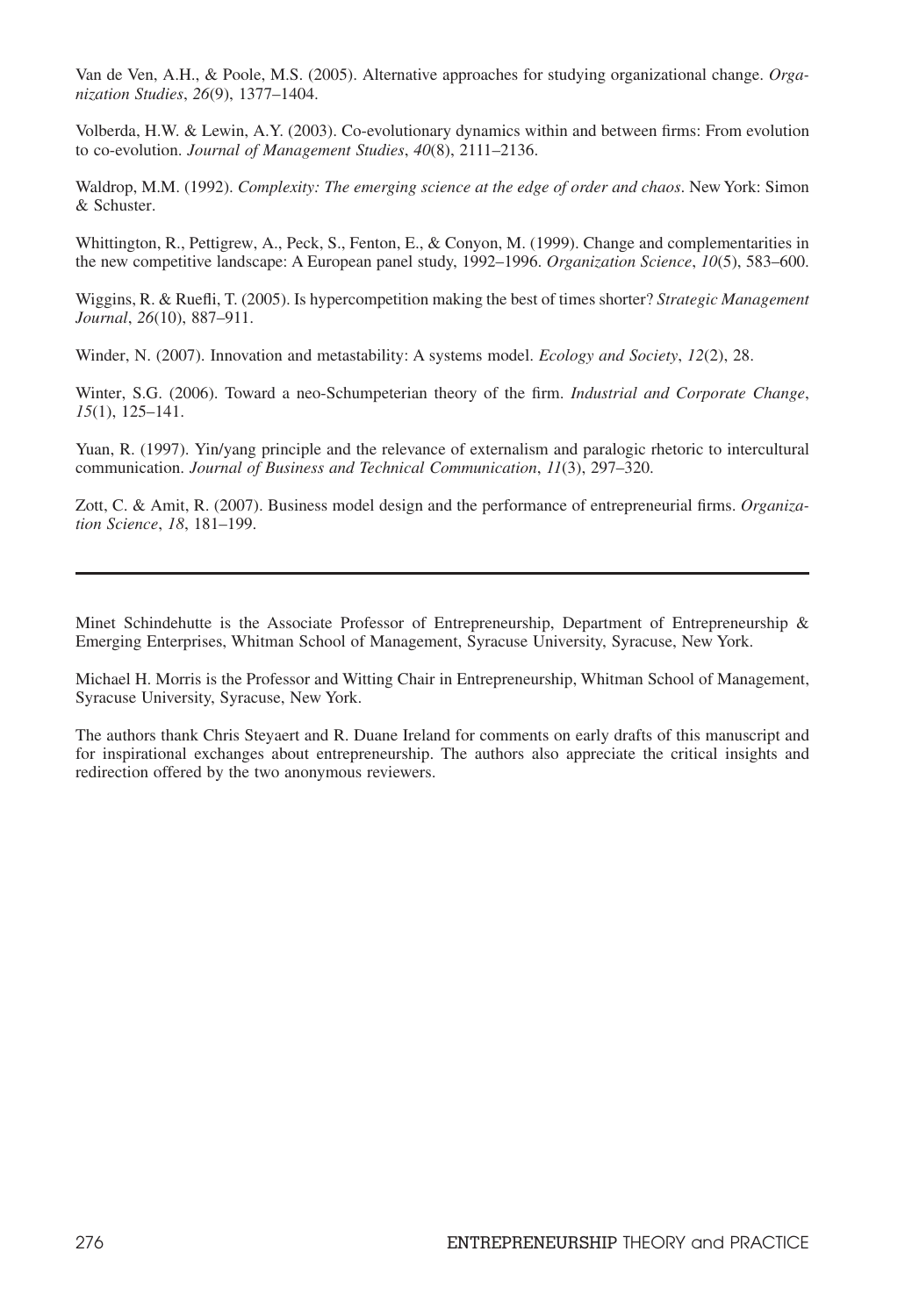Van de Ven, A.H., & Poole, M.S. (2005). Alternative approaches for studying organizational change. *Organization Studies*, *26*(9), 1377–1404.

Volberda, H.W. & Lewin, A.Y. (2003). Co-evolutionary dynamics within and between firms: From evolution to co-evolution. *Journal of Management Studies*, *40*(8), 2111–2136.

Waldrop, M.M. (1992). *Complexity: The emerging science at the edge of order and chaos*. New York: Simon & Schuster.

Whittington, R., Pettigrew, A., Peck, S., Fenton, E., & Conyon, M. (1999). Change and complementarities in the new competitive landscape: A European panel study, 1992–1996. *Organization Science*, *10*(5), 583–600.

Wiggins, R. & Ruefli, T. (2005). Is hypercompetition making the best of times shorter? *Strategic Management Journal*, *26*(10), 887–911.

Winder, N. (2007). Innovation and metastability: A systems model. *Ecology and Society*, *12*(2), 28.

Winter, S.G. (2006). Toward a neo-Schumpeterian theory of the firm. *Industrial and Corporate Change*, *15*(1), 125–141.

Yuan, R. (1997). Yin/yang principle and the relevance of externalism and paralogic rhetoric to intercultural communication. *Journal of Business and Technical Communication*, *11*(3), 297–320.

Zott, C. & Amit, R. (2007). Business model design and the performance of entrepreneurial firms. *Organization Science*, *18*, 181–199.

---

Minet Schindehutte is the Associate Professor of Entrepreneurship, Department of Entrepreneurship & Emerging Enterprises, Whitman School of Management, Syracuse University, Syracuse, New York.

Michael H. Morris is the Professor and Witting Chair in Entrepreneurship, Whitman School of Management, Syracuse University, Syracuse, New York.

The authors thank Chris Steyaert and R. Duane Ireland for comments on early drafts of this manuscript and for inspirational exchanges about entrepreneurship. The authors also appreciate the critical insights and redirection offered by the two anonymous reviewers.